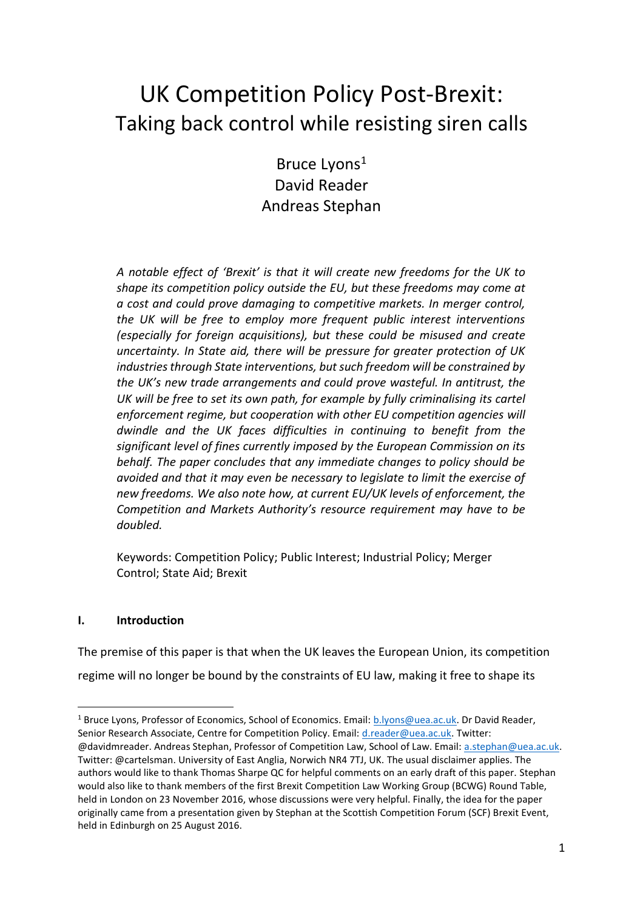# UK Competition Policy Post-Brexit: Taking back control while resisting siren calls

Bruce Lyons[1]
David Reader
Andreas Stephan

*A notable effect of 'Brexit' is that it will create new freedoms for the UK to shape its competition policy outside the EU, but these freedoms may come at a cost and could prove damaging to competitive markets. In merger control, the UK will be free to employ more frequent public interest interventions (especially for foreign acquisitions), but these could be misused and create uncertainty. In State aid, there will be pressure for greater protection of UK industries through State interventions, but such freedom will be constrained by the UK's new trade arrangements and could prove wasteful. In antitrust, the UK will be free to set its own path, for example by fully criminalising its cartel enforcement regime, but cooperation with other EU competition agencies will dwindle and the UK faces difficulties in continuing to benefit from the significant level of fines currently imposed by the European Commission on its behalf. The paper concludes that any immediate changes to policy should be avoided and that it may even be necessary to legislate to limit the exercise of new freedoms. We also note how, at current EU/UK levels of enforcement, the Competition and Markets Authority's resource requirement may have to be doubled.*

Keywords: Competition Policy; Public Interest; Industrial Policy; Merger Control; State Aid; Brexit

## I. Introduction

The premise of this paper is that when the UK leaves the European Union, its competition regime will no longer be bound by the constraints of EU law, making it free to shape its

---

[1] Bruce Lyons, Professor of Economics, School of Economics. Email: b.lyons@uea.ac.uk. Dr David Reader, Senior Research Associate, Centre for Competition Policy. Email: d.reader@uea.ac.uk. Twitter: @davidmreader. Andreas Stephan, Professor of Competition Law, School of Law. Email: a.stephan@uea.ac.uk. Twitter: @cartelsman. University of East Anglia, Norwich NR4 7TJ, UK. The usual disclaimer applies. The authors would like to thank Thomas Sharpe QC for helpful comments on an early draft of this paper. Stephan would also like to thank members of the first Brexit Competition Law Working Group (BCWG) Round Table, held in London on 23 November 2016, whose discussions were very helpful. Finally, the idea for the paper originally came from a presentation given by Stephan at the Scottish Competition Forum (SCF) Brexit Event, held in Edinburgh on 25 August 2016.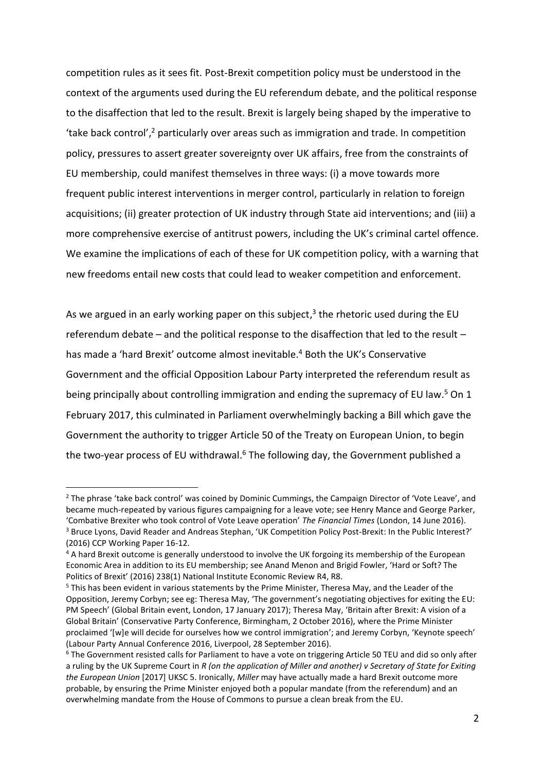competition rules as it sees fit. Post-Brexit competition policy must be understood in the context of the arguments used during the EU referendum debate, and the political response to the disaffection that led to the result. Brexit is largely being shaped by the imperative to 'take back control',[2] particularly over areas such as immigration and trade. In competition policy, pressures to assert greater sovereignty over UK affairs, free from the constraints of EU membership, could manifest themselves in three ways: (i) a move towards more frequent public interest interventions in merger control, particularly in relation to foreign acquisitions; (ii) greater protection of UK industry through State aid interventions; and (iii) a more comprehensive exercise of antitrust powers, including the UK's criminal cartel offence. We examine the implications of each of these for UK competition policy, with a warning that new freedoms entail new costs that could lead to weaker competition and enforcement.

As we argued in an early working paper on this subject,[3] the rhetoric used during the EU referendum debate – and the political response to the disaffection that led to the result – has made a 'hard Brexit' outcome almost inevitable.[4] Both the UK's Conservative Government and the official Opposition Labour Party interpreted the referendum result as being principally about controlling immigration and ending the supremacy of EU law.[5] On 1 February 2017, this culminated in Parliament overwhelmingly backing a Bill which gave the Government the authority to trigger Article 50 of the Treaty on European Union, to begin the two-year process of EU withdrawal.[6] The following day, the Government published a

---

[2] The phrase 'take back control' was coined by Dominic Cummings, the Campaign Director of 'Vote Leave', and became much-repeated by various figures campaigning for a leave vote; see Henry Mance and George Parker, 'Combative Brexiter who took control of Vote Leave operation' *The Financial Times* (London, 14 June 2016).

[3] Bruce Lyons, David Reader and Andreas Stephan, 'UK Competition Policy Post-Brexit: In the Public Interest?' (2016) CCP Working Paper 16-12.

[4] A hard Brexit outcome is generally understood to involve the UK forgoing its membership of the European Economic Area in addition to its EU membership; see Anand Menon and Brigid Fowler, 'Hard or Soft? The Politics of Brexit' (2016) 238(1) National Institute Economic Review R4, R8.

[5] This has been evident in various statements by the Prime Minister, Theresa May, and the Leader of the Opposition, Jeremy Corbyn; see eg: Theresa May, 'The government's negotiating objectives for exiting the EU: PM Speech' (Global Britain event, London, 17 January 2017); Theresa May, 'Britain after Brexit: A vision of a Global Britain' (Conservative Party Conference, Birmingham, 2 October 2016), where the Prime Minister proclaimed '[w]e will decide for ourselves how we control immigration'; and Jeremy Corbyn, 'Keynote speech' (Labour Party Annual Conference 2016, Liverpool, 28 September 2016).

[6] The Government resisted calls for Parliament to have a vote on triggering Article 50 TEU and did so only after a ruling by the UK Supreme Court in *R (on the application of Miller and another) v Secretary of State for Exiting the European Union* [2017] UKSC 5. Ironically, *Miller* may have actually made a hard Brexit outcome more probable, by ensuring the Prime Minister enjoyed both a popular mandate (from the referendum) and an overwhelming mandate from the House of Commons to pursue a clean break from the EU.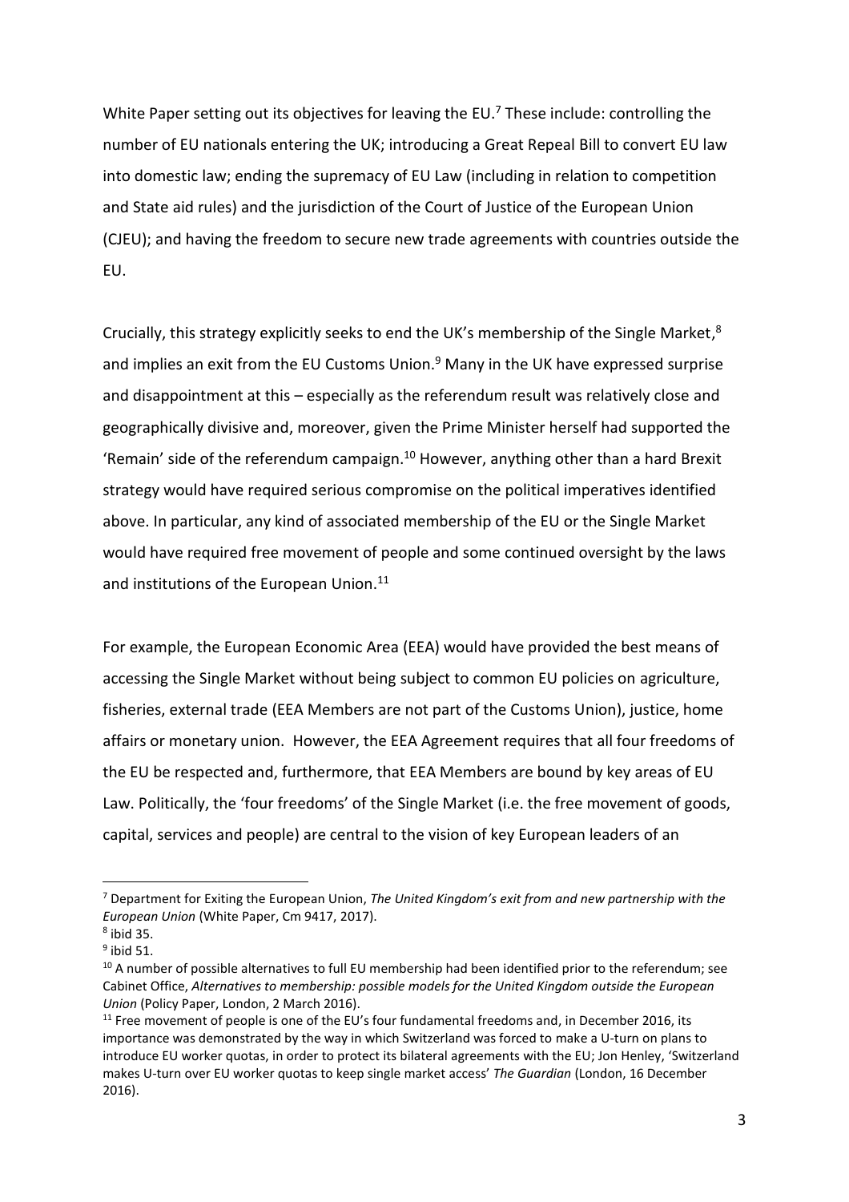White Paper setting out its objectives for leaving the EU.[7] These include: controlling the number of EU nationals entering the UK; introducing a Great Repeal Bill to convert EU law into domestic law; ending the supremacy of EU Law (including in relation to competition and State aid rules) and the jurisdiction of the Court of Justice of the European Union (CJEU); and having the freedom to secure new trade agreements with countries outside the EU.

Crucially, this strategy explicitly seeks to end the UK's membership of the Single Market,[8] and implies an exit from the EU Customs Union.[9] Many in the UK have expressed surprise and disappointment at this – especially as the referendum result was relatively close and geographically divisive and, moreover, given the Prime Minister herself had supported the 'Remain' side of the referendum campaign.[10] However, anything other than a hard Brexit strategy would have required serious compromise on the political imperatives identified above. In particular, any kind of associated membership of the EU or the Single Market would have required free movement of people and some continued oversight by the laws and institutions of the European Union.[11]

For example, the European Economic Area (EEA) would have provided the best means of accessing the Single Market without being subject to common EU policies on agriculture, fisheries, external trade (EEA Members are not part of the Customs Union), justice, home affairs or monetary union. However, the EEA Agreement requires that all four freedoms of the EU be respected and, furthermore, that EEA Members are bound by key areas of EU Law. Politically, the 'four freedoms' of the Single Market (i.e. the free movement of goods, capital, services and people) are central to the vision of key European leaders of an

---

[7] Department for Exiting the European Union, *The United Kingdom's exit from and new partnership with the European Union* (White Paper, Cm 9417, 2017).

[8] ibid 35.

[9] ibid 51.

[10] A number of possible alternatives to full EU membership had been identified prior to the referendum; see Cabinet Office, *Alternatives to membership: possible models for the United Kingdom outside the European Union* (Policy Paper, London, 2 March 2016).

[11] Free movement of people is one of the EU's four fundamental freedoms and, in December 2016, its importance was demonstrated by the way in which Switzerland was forced to make a U-turn on plans to introduce EU worker quotas, in order to protect its bilateral agreements with the EU; Jon Henley, 'Switzerland makes U-turn over EU worker quotas to keep single market access' *The Guardian* (London, 16 December 2016).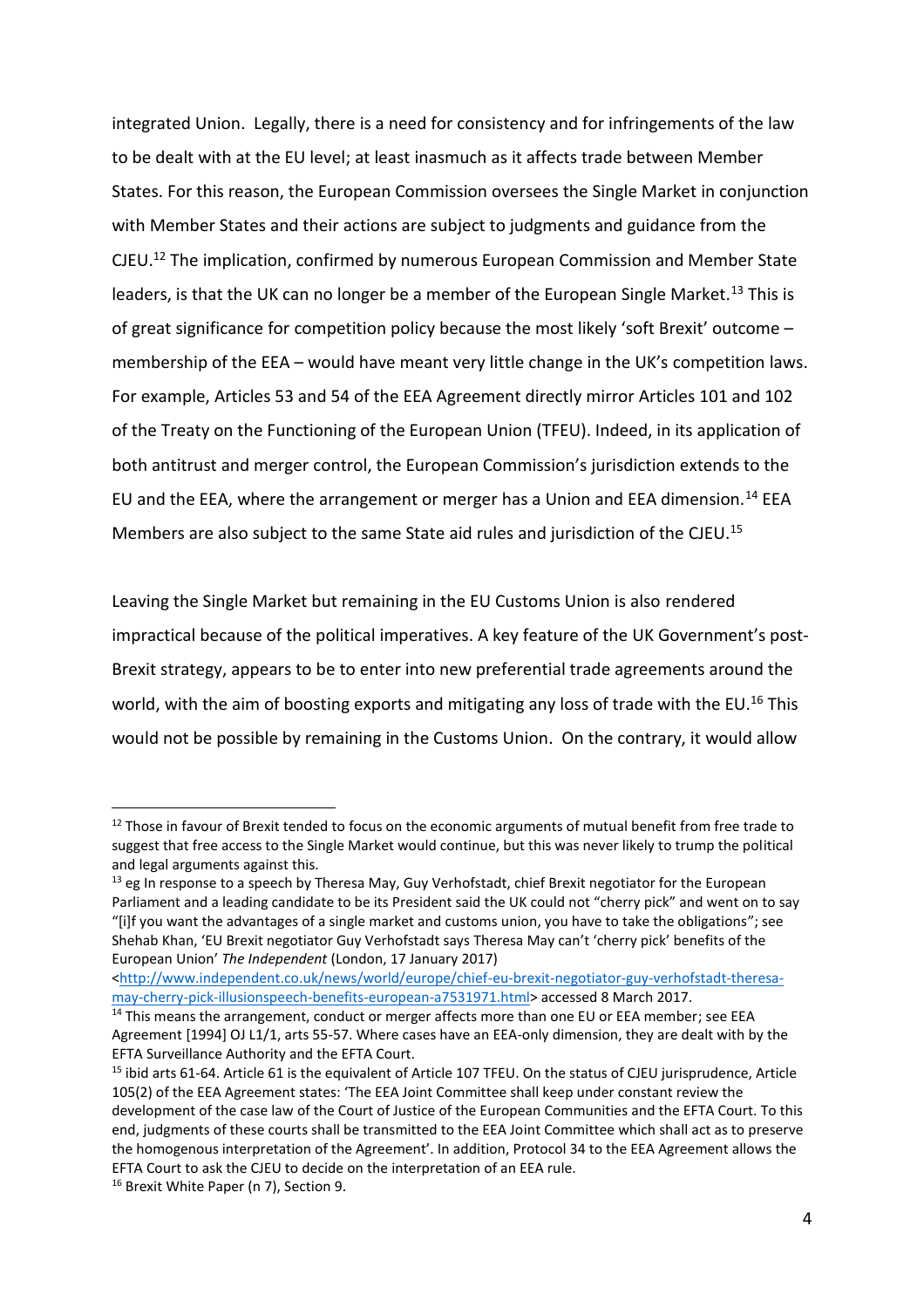integrated Union. Legally, there is a need for consistency and for infringements of the law to be dealt with at the EU level; at least inasmuch as it affects trade between Member States. For this reason, the European Commission oversees the Single Market in conjunction with Member States and their actions are subject to judgments and guidance from the CJEU.[12] The implication, confirmed by numerous European Commission and Member State leaders, is that the UK can no longer be a member of the European Single Market.[13] This is of great significance for competition policy because the most likely 'soft Brexit' outcome – membership of the EEA – would have meant very little change in the UK's competition laws. For example, Articles 53 and 54 of the EEA Agreement directly mirror Articles 101 and 102 of the Treaty on the Functioning of the European Union (TFEU). Indeed, in its application of both antitrust and merger control, the European Commission's jurisdiction extends to the EU and the EEA, where the arrangement or merger has a Union and EEA dimension.[14] EEA Members are also subject to the same State aid rules and jurisdiction of the CJEU.[15]

Leaving the Single Market but remaining in the EU Customs Union is also rendered impractical because of the political imperatives. A key feature of the UK Government's post-Brexit strategy, appears to be to enter into new preferential trade agreements around the world, with the aim of boosting exports and mitigating any loss of trade with the EU.[16] This would not be possible by remaining in the Customs Union. On the contrary, it would allow

---

[12] Those in favour of Brexit tended to focus on the economic arguments of mutual benefit from free trade to suggest that free access to the Single Market would continue, but this was never likely to trump the political and legal arguments against this.

[13] eg In response to a speech by Theresa May, Guy Verhofstadt, chief Brexit negotiator for the European Parliament and a leading candidate to be its President said the UK could not "cherry pick" and went on to say "[i]f you want the advantages of a single market and customs union, you have to take the obligations"; see Shehab Khan, 'EU Brexit negotiator Guy Verhofstadt says Theresa May can't 'cherry pick' benefits of the European Union' *The Independent* (London, 17 January 2017) <http://www.independent.co.uk/news/world/europe/chief-eu-brexit-negotiator-guy-verhofstadt-theresa-may-cherry-pick-illusionspeech-benefits-european-a7531971.html> accessed 8 March 2017.

[14] This means the arrangement, conduct or merger affects more than one EU or EEA member; see EEA Agreement [1994] OJ L1/1, arts 55-57. Where cases have an EEA-only dimension, they are dealt with by the EFTA Surveillance Authority and the EFTA Court.

[15] ibid arts 61-64. Article 61 is the equivalent of Article 107 TFEU. On the status of CJEU jurisprudence, Article 105(2) of the EEA Agreement states: 'The EEA Joint Committee shall keep under constant review the development of the case law of the Court of Justice of the European Communities and the EFTA Court. To this end, judgments of these courts shall be transmitted to the EEA Joint Committee which shall act as to preserve the homogenous interpretation of the Agreement'. In addition, Protocol 34 to the EEA Agreement allows the EFTA Court to ask the CJEU to decide on the interpretation of an EEA rule.

[16] Brexit White Paper (n 7), Section 9.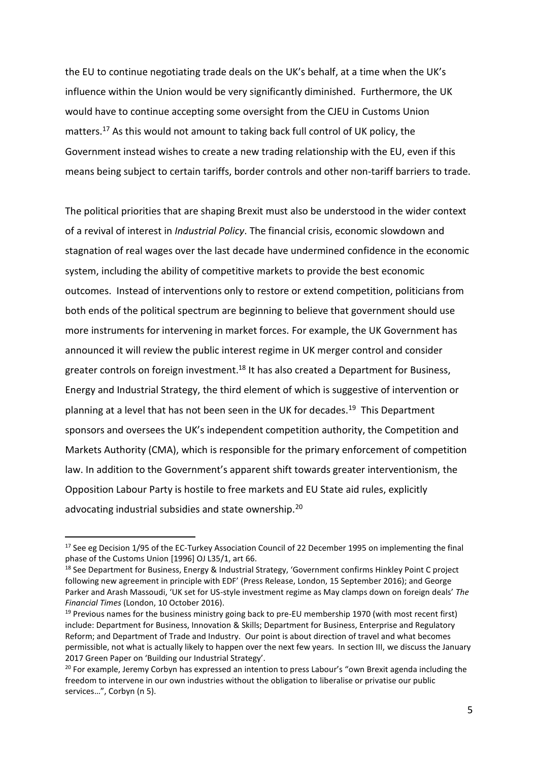the EU to continue negotiating trade deals on the UK's behalf, at a time when the UK's influence within the Union would be very significantly diminished. Furthermore, the UK would have to continue accepting some oversight from the CJEU in Customs Union matters.[17] As this would not amount to taking back full control of UK policy, the Government instead wishes to create a new trading relationship with the EU, even if this means being subject to certain tariffs, border controls and other non-tariff barriers to trade.

The political priorities that are shaping Brexit must also be understood in the wider context of a revival of interest in *Industrial Policy*. The financial crisis, economic slowdown and stagnation of real wages over the last decade have undermined confidence in the economic system, including the ability of competitive markets to provide the best economic outcomes. Instead of interventions only to restore or extend competition, politicians from both ends of the political spectrum are beginning to believe that government should use more instruments for intervening in market forces. For example, the UK Government has announced it will review the public interest regime in UK merger control and consider greater controls on foreign investment.[18] It has also created a Department for Business, Energy and Industrial Strategy, the third element of which is suggestive of intervention or planning at a level that has not been seen in the UK for decades.[19] This Department sponsors and oversees the UK's independent competition authority, the Competition and Markets Authority (CMA), which is responsible for the primary enforcement of competition law. In addition to the Government's apparent shift towards greater interventionism, the Opposition Labour Party is hostile to free markets and EU State aid rules, explicitly advocating industrial subsidies and state ownership.[20]

---

[17] See eg Decision 1/95 of the EC-Turkey Association Council of 22 December 1995 on implementing the final phase of the Customs Union [1996] OJ L35/1, art 66.

[18] See Department for Business, Energy & Industrial Strategy, 'Government confirms Hinkley Point C project following new agreement in principle with EDF' (Press Release, London, 15 September 2016); and George Parker and Arash Massoudi, 'UK set for US-style investment regime as May clamps down on foreign deals' *The Financial Times* (London, 10 October 2016).

[19] Previous names for the business ministry going back to pre-EU membership 1970 (with most recent first) include: Department for Business, Innovation & Skills; Department for Business, Enterprise and Regulatory Reform; and Department of Trade and Industry. Our point is about direction of travel and what becomes permissible, not what is actually likely to happen over the next few years. In section III, we discuss the January 2017 Green Paper on 'Building our Industrial Strategy'.

[20] For example, Jeremy Corbyn has expressed an intention to press Labour's "own Brexit agenda including the freedom to intervene in our own industries without the obligation to liberalise or privatise our public services…", Corbyn (n 5).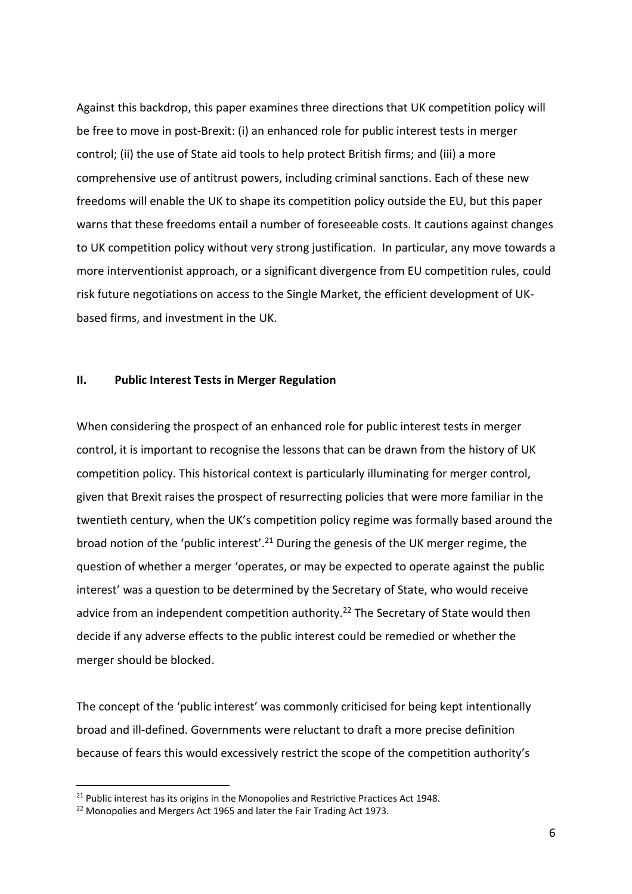Against this backdrop, this paper examines three directions that UK competition policy will be free to move in post-Brexit: (i) an enhanced role for public interest tests in merger control; (ii) the use of State aid tools to help protect British firms; and (iii) a more comprehensive use of antitrust powers, including criminal sanctions. Each of these new freedoms will enable the UK to shape its competition policy outside the EU, but this paper warns that these freedoms entail a number of foreseeable costs. It cautions against changes to UK competition policy without very strong justification. In particular, any move towards a more interventionist approach, or a significant divergence from EU competition rules, could risk future negotiations on access to the Single Market, the efficient development of UK-based firms, and investment in the UK.

## II. Public Interest Tests in Merger Regulation

When considering the prospect of an enhanced role for public interest tests in merger control, it is important to recognise the lessons that can be drawn from the history of UK competition policy. This historical context is particularly illuminating for merger control, given that Brexit raises the prospect of resurrecting policies that were more familiar in the twentieth century, when the UK's competition policy regime was formally based around the broad notion of the 'public interest'.[21] During the genesis of the UK merger regime, the question of whether a merger 'operates, or may be expected to operate against the public interest' was a question to be determined by the Secretary of State, who would receive advice from an independent competition authority.[22] The Secretary of State would then decide if any adverse effects to the public interest could be remedied or whether the merger should be blocked.

The concept of the 'public interest' was commonly criticised for being kept intentionally broad and ill-defined. Governments were reluctant to draft a more precise definition because of fears this would excessively restrict the scope of the competition authority's

---

[21] Public interest has its origins in the Monopolies and Restrictive Practices Act 1948.

[22] Monopolies and Mergers Act 1965 and later the Fair Trading Act 1973.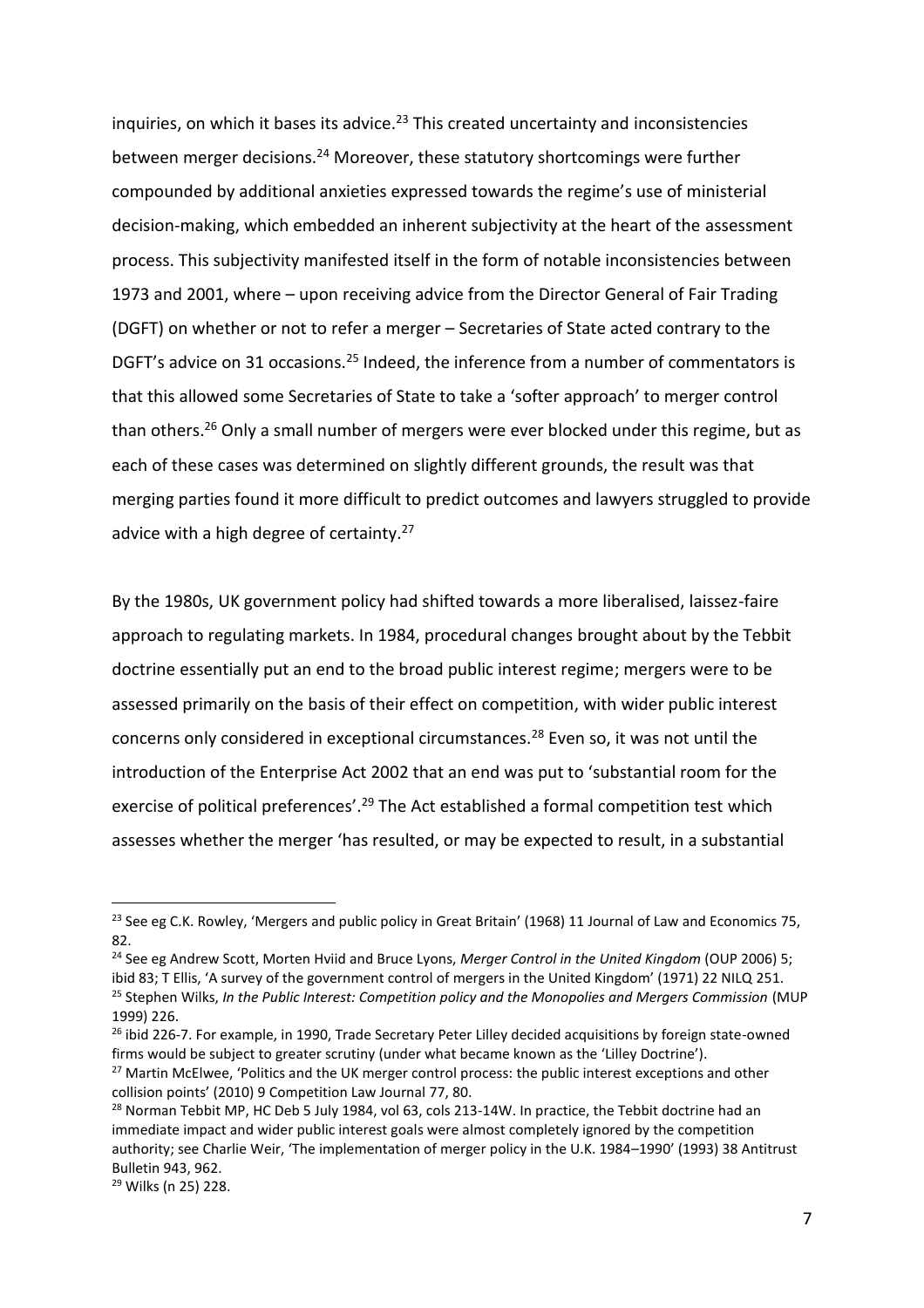inquiries, on which it bases its advice.[23] This created uncertainty and inconsistencies between merger decisions.[24] Moreover, these statutory shortcomings were further compounded by additional anxieties expressed towards the regime's use of ministerial decision-making, which embedded an inherent subjectivity at the heart of the assessment process. This subjectivity manifested itself in the form of notable inconsistencies between 1973 and 2001, where – upon receiving advice from the Director General of Fair Trading (DGFT) on whether or not to refer a merger – Secretaries of State acted contrary to the DGFT's advice on 31 occasions.[25] Indeed, the inference from a number of commentators is that this allowed some Secretaries of State to take a 'softer approach' to merger control than others.[26] Only a small number of mergers were ever blocked under this regime, but as each of these cases was determined on slightly different grounds, the result was that merging parties found it more difficult to predict outcomes and lawyers struggled to provide advice with a high degree of certainty.[27]

By the 1980s, UK government policy had shifted towards a more liberalised, laissez-faire approach to regulating markets. In 1984, procedural changes brought about by the Tebbit doctrine essentially put an end to the broad public interest regime; mergers were to be assessed primarily on the basis of their effect on competition, with wider public interest concerns only considered in exceptional circumstances.[28] Even so, it was not until the introduction of the Enterprise Act 2002 that an end was put to 'substantial room for the exercise of political preferences'.[29] The Act established a formal competition test which assesses whether the merger 'has resulted, or may be expected to result, in a substantial

---

[23] See eg C.K. Rowley, 'Mergers and public policy in Great Britain' (1968) 11 Journal of Law and Economics 75, 82.

[24] See eg Andrew Scott, Morten Hviid and Bruce Lyons, *Merger Control in the United Kingdom* (OUP 2006) 5; ibid 83; T Ellis, 'A survey of the government control of mergers in the United Kingdom' (1971) 22 NILQ 251.

[25] Stephen Wilks, *In the Public Interest: Competition policy and the Monopolies and Mergers Commission* (MUP 1999) 226.

[26] ibid 226-7. For example, in 1990, Trade Secretary Peter Lilley decided acquisitions by foreign state-owned firms would be subject to greater scrutiny (under what became known as the 'Lilley Doctrine').

[27] Martin McElwee, 'Politics and the UK merger control process: the public interest exceptions and other collision points' (2010) 9 Competition Law Journal 77, 80.

[28] Norman Tebbit MP, HC Deb 5 July 1984, vol 63, cols 213-14W. In practice, the Tebbit doctrine had an immediate impact and wider public interest goals were almost completely ignored by the competition authority; see Charlie Weir, 'The implementation of merger policy in the U.K. 1984–1990' (1993) 38 Antitrust Bulletin 943, 962.

[29] Wilks (n 25) 228.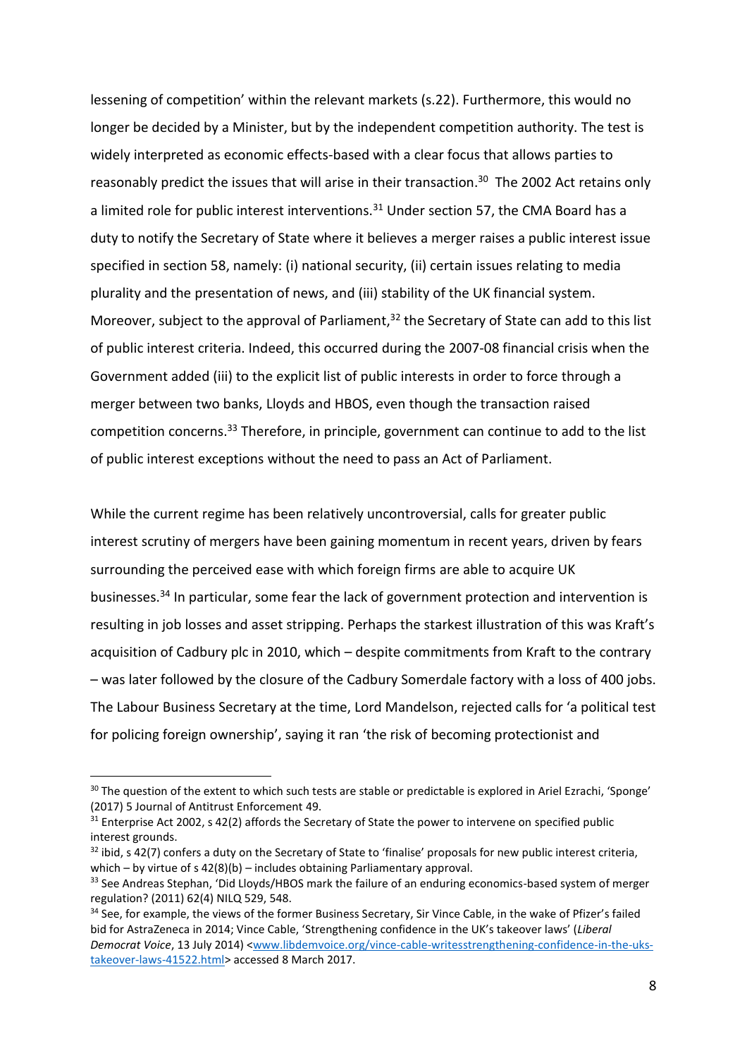lessening of competition' within the relevant markets (s.22). Furthermore, this would no longer be decided by a Minister, but by the independent competition authority. The test is widely interpreted as economic effects-based with a clear focus that allows parties to reasonably predict the issues that will arise in their transaction.[30] The 2002 Act retains only a limited role for public interest interventions.[31] Under section 57, the CMA Board has a duty to notify the Secretary of State where it believes a merger raises a public interest issue specified in section 58, namely: (i) national security, (ii) certain issues relating to media plurality and the presentation of news, and (iii) stability of the UK financial system. Moreover, subject to the approval of Parliament,[32] the Secretary of State can add to this list of public interest criteria. Indeed, this occurred during the 2007-08 financial crisis when the Government added (iii) to the explicit list of public interests in order to force through a merger between two banks, Lloyds and HBOS, even though the transaction raised competition concerns.[33] Therefore, in principle, government can continue to add to the list of public interest exceptions without the need to pass an Act of Parliament.

While the current regime has been relatively uncontroversial, calls for greater public interest scrutiny of mergers have been gaining momentum in recent years, driven by fears surrounding the perceived ease with which foreign firms are able to acquire UK businesses.[34] In particular, some fear the lack of government protection and intervention is resulting in job losses and asset stripping. Perhaps the starkest illustration of this was Kraft's acquisition of Cadbury plc in 2010, which – despite commitments from Kraft to the contrary – was later followed by the closure of the Cadbury Somerdale factory with a loss of 400 jobs. The Labour Business Secretary at the time, Lord Mandelson, rejected calls for 'a political test for policing foreign ownership', saying it ran 'the risk of becoming protectionist and

---

[30] The question of the extent to which such tests are stable or predictable is explored in Ariel Ezrachi, 'Sponge' (2017) 5 Journal of Antitrust Enforcement 49.

[31] Enterprise Act 2002, s 42(2) affords the Secretary of State the power to intervene on specified public interest grounds.

[32] ibid, s 42(7) confers a duty on the Secretary of State to 'finalise' proposals for new public interest criteria, which – by virtue of s 42(8)(b) – includes obtaining Parliamentary approval.

[33] See Andreas Stephan, 'Did Lloyds/HBOS mark the failure of an enduring economics-based system of merger regulation? (2011) 62(4) NILQ 529, 548.

[34] See, for example, the views of the former Business Secretary, Sir Vince Cable, in the wake of Pfizer's failed bid for AstraZeneca in 2014; Vince Cable, 'Strengthening confidence in the UK's takeover laws' (*Liberal Democrat Voice*, 13 July 2014) <www.libdemvoice.org/vince-cable-writesstrengthening-confidence-in-the-uks-takeover-laws-41522.html> accessed 8 March 2017.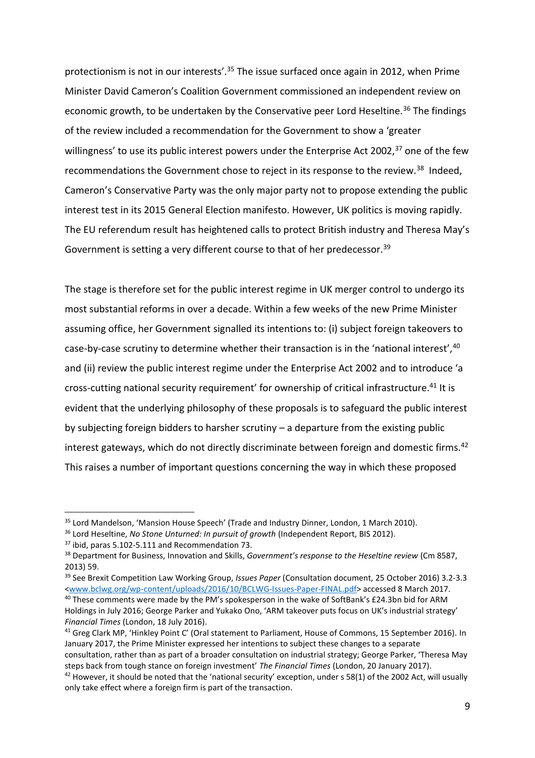protectionism is not in our interests'.[35] The issue surfaced once again in 2012, when Prime Minister David Cameron's Coalition Government commissioned an independent review on economic growth, to be undertaken by the Conservative peer Lord Heseltine.[36] The findings of the review included a recommendation for the Government to show a 'greater willingness' to use its public interest powers under the Enterprise Act 2002,[37] one of the few recommendations the Government chose to reject in its response to the review.[38] Indeed, Cameron's Conservative Party was the only major party not to propose extending the public interest test in its 2015 General Election manifesto. However, UK politics is moving rapidly. The EU referendum result has heightened calls to protect British industry and Theresa May's Government is setting a very different course to that of her predecessor.[39]

The stage is therefore set for the public interest regime in UK merger control to undergo its most substantial reforms in over a decade. Within a few weeks of the new Prime Minister assuming office, her Government signalled its intentions to: (i) subject foreign takeovers to case-by-case scrutiny to determine whether their transaction is in the 'national interest',[40] and (ii) review the public interest regime under the Enterprise Act 2002 and to introduce 'a cross-cutting national security requirement' for ownership of critical infrastructure.[41] It is evident that the underlying philosophy of these proposals is to safeguard the public interest by subjecting foreign bidders to harsher scrutiny – a departure from the existing public interest gateways, which do not directly discriminate between foreign and domestic firms.[42] This raises a number of important questions concerning the way in which these proposed

---

[35] Lord Mandelson, 'Mansion House Speech' (Trade and Industry Dinner, London, 1 March 2010).

[36] Lord Heseltine, *No Stone Unturned: In pursuit of growth* (Independent Report, BIS 2012).

[37] ibid, paras 5.102-5.111 and Recommendation 73.

[38] Department for Business, Innovation and Skills, *Government's response to the Heseltine review* (Cm 8587, 2013) 59.

[39] See Brexit Competition Law Working Group, *Issues Paper* (Consultation document, 25 October 2016) 3.2-3.3 <www.bclwg.org/wp-content/uploads/2016/10/BCLWG-Issues-Paper-FINAL.pdf> accessed 8 March 2017.

[40] These comments were made by the PM's spokesperson in the wake of SoftBank's £24.3bn bid for ARM Holdings in July 2016; George Parker and Yukako Ono, 'ARM takeover puts focus on UK's industrial strategy' *Financial Times* (London, 18 July 2016).

[41] Greg Clark MP, 'Hinkley Point C' (Oral statement to Parliament, House of Commons, 15 September 2016). In January 2017, the Prime Minister expressed her intentions to subject these changes to a separate consultation, rather than as part of a broader consultation on industrial strategy; George Parker, 'Theresa May steps back from tough stance on foreign investment' *The Financial Times* (London, 20 January 2017).

[42] However, it should be noted that the 'national security' exception, under s 58(1) of the 2002 Act, will usually only take effect where a foreign firm is part of the transaction.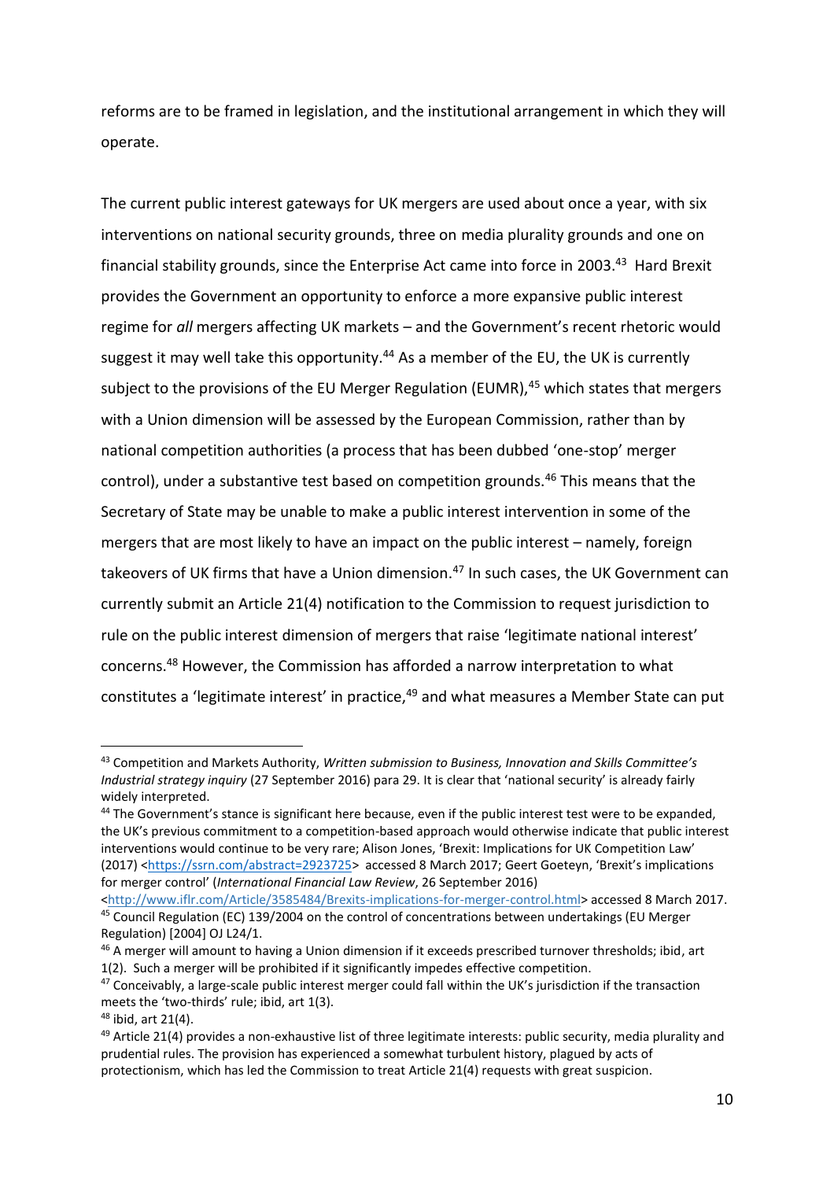reforms are to be framed in legislation, and the institutional arrangement in which they will operate.

The current public interest gateways for UK mergers are used about once a year, with six interventions on national security grounds, three on media plurality grounds and one on financial stability grounds, since the Enterprise Act came into force in 2003.[43] Hard Brexit provides the Government an opportunity to enforce a more expansive public interest regime for *all* mergers affecting UK markets – and the Government's recent rhetoric would suggest it may well take this opportunity.[44] As a member of the EU, the UK is currently subject to the provisions of the EU Merger Regulation (EUMR),[45] which states that mergers with a Union dimension will be assessed by the European Commission, rather than by national competition authorities (a process that has been dubbed 'one-stop' merger control), under a substantive test based on competition grounds.[46] This means that the Secretary of State may be unable to make a public interest intervention in some of the mergers that are most likely to have an impact on the public interest – namely, foreign takeovers of UK firms that have a Union dimension.[47] In such cases, the UK Government can currently submit an Article 21(4) notification to the Commission to request jurisdiction to rule on the public interest dimension of mergers that raise 'legitimate national interest' concerns.[48] However, the Commission has afforded a narrow interpretation to what constitutes a 'legitimate interest' in practice,[49] and what measures a Member State can put

---

[43] Competition and Markets Authority, *Written submission to Business, Innovation and Skills Committee's Industrial strategy inquiry* (27 September 2016) para 29. It is clear that 'national security' is already fairly widely interpreted.

[44] The Government's stance is significant here because, even if the public interest test were to be expanded, the UK's previous commitment to a competition-based approach would otherwise indicate that public interest interventions would continue to be very rare; Alison Jones, 'Brexit: Implications for UK Competition Law' (2017) <https://ssrn.com/abstract=2923725> accessed 8 March 2017; Geert Goeteyn, 'Brexit's implications for merger control' (*International Financial Law Review*, 26 September 2016) <http://www.iflr.com/Article/3585484/Brexits-implications-for-merger-control.html> accessed 8 March 2017.

[45] Council Regulation (EC) 139/2004 on the control of concentrations between undertakings (EU Merger Regulation) [2004] OJ L24/1.

[46] A merger will amount to having a Union dimension if it exceeds prescribed turnover thresholds; ibid, art 1(2). Such a merger will be prohibited if it significantly impedes effective competition.

[47] Conceivably, a large-scale public interest merger could fall within the UK's jurisdiction if the transaction meets the 'two-thirds' rule; ibid, art 1(3).

[48] ibid, art 21(4).

[49] Article 21(4) provides a non-exhaustive list of three legitimate interests: public security, media plurality and prudential rules. The provision has experienced a somewhat turbulent history, plagued by acts of protectionism, which has led the Commission to treat Article 21(4) requests with great suspicion.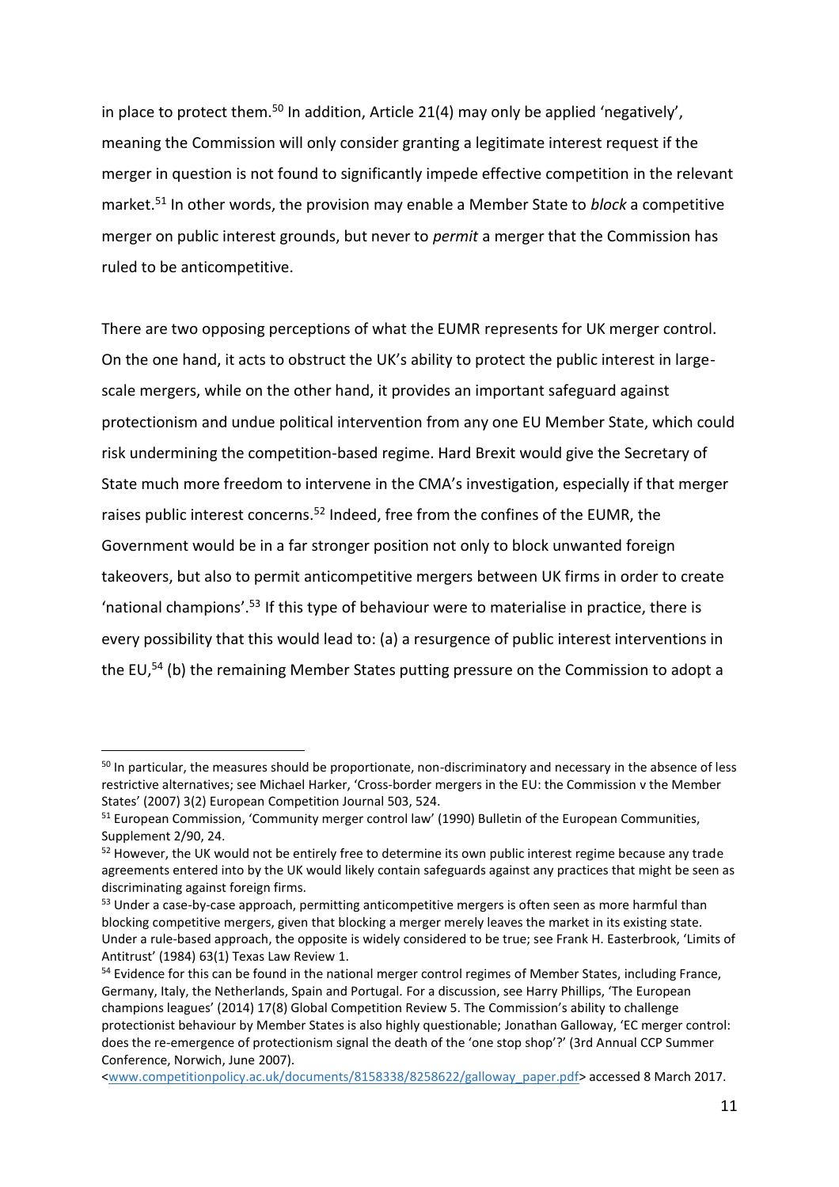in place to protect them.[50] In addition, Article 21(4) may only be applied 'negatively', meaning the Commission will only consider granting a legitimate interest request if the merger in question is not found to significantly impede effective competition in the relevant market.[51] In other words, the provision may enable a Member State to *block* a competitive merger on public interest grounds, but never to *permit* a merger that the Commission has ruled to be anticompetitive.

There are two opposing perceptions of what the EUMR represents for UK merger control. On the one hand, it acts to obstruct the UK's ability to protect the public interest in large-scale mergers, while on the other hand, it provides an important safeguard against protectionism and undue political intervention from any one EU Member State, which could risk undermining the competition-based regime. Hard Brexit would give the Secretary of State much more freedom to intervene in the CMA's investigation, especially if that merger raises public interest concerns.[52] Indeed, free from the confines of the EUMR, the Government would be in a far stronger position not only to block unwanted foreign takeovers, but also to permit anticompetitive mergers between UK firms in order to create 'national champions'.[53] If this type of behaviour were to materialise in practice, there is every possibility that this would lead to: (a) a resurgence of public interest interventions in the EU,[54] (b) the remaining Member States putting pressure on the Commission to adopt a

---

[50] In particular, the measures should be proportionate, non-discriminatory and necessary in the absence of less restrictive alternatives; see Michael Harker, 'Cross-border mergers in the EU: the Commission v the Member States' (2007) 3(2) European Competition Journal 503, 524.

[51] European Commission, 'Community merger control law' (1990) Bulletin of the European Communities, Supplement 2/90, 24.

[52] However, the UK would not be entirely free to determine its own public interest regime because any trade agreements entered into by the UK would likely contain safeguards against any practices that might be seen as discriminating against foreign firms.

[53] Under a case-by-case approach, permitting anticompetitive mergers is often seen as more harmful than blocking competitive mergers, given that blocking a merger merely leaves the market in its existing state. Under a rule-based approach, the opposite is widely considered to be true; see Frank H. Easterbrook, 'Limits of Antitrust' (1984) 63(1) Texas Law Review 1.

[54] Evidence for this can be found in the national merger control regimes of Member States, including France, Germany, Italy, the Netherlands, Spain and Portugal. For a discussion, see Harry Phillips, 'The European champions leagues' (2014) 17(8) Global Competition Review 5. The Commission's ability to challenge protectionist behaviour by Member States is also highly questionable; Jonathan Galloway, 'EC merger control: does the re-emergence of protectionism signal the death of the 'one stop shop'?' (3rd Annual CCP Summer Conference, Norwich, June 2007). <www.competitionpolicy.ac.uk/documents/8158338/8258622/galloway_paper.pdf> accessed 8 March 2017.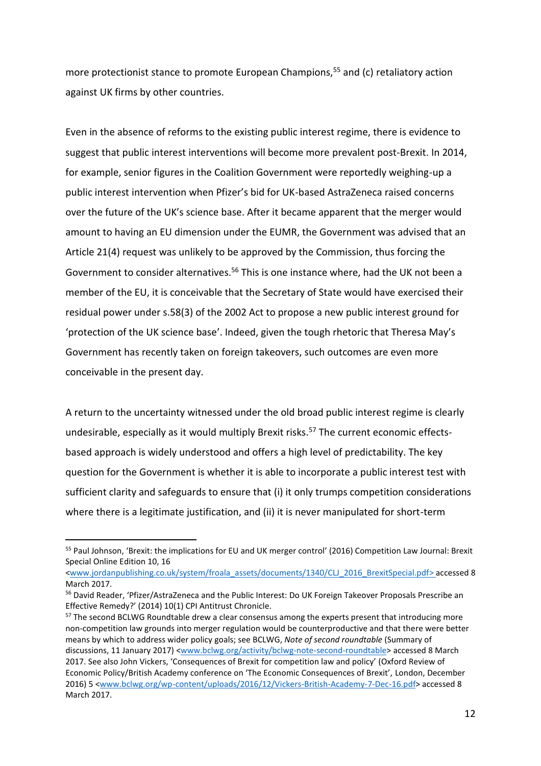more protectionist stance to promote European Champions,[55] and (c) retaliatory action against UK firms by other countries.

Even in the absence of reforms to the existing public interest regime, there is evidence to suggest that public interest interventions will become more prevalent post-Brexit. In 2014, for example, senior figures in the Coalition Government were reportedly weighing-up a public interest intervention when Pfizer's bid for UK-based AstraZeneca raised concerns over the future of the UK's science base. After it became apparent that the merger would amount to having an EU dimension under the EUMR, the Government was advised that an Article 21(4) request was unlikely to be approved by the Commission, thus forcing the Government to consider alternatives.[56] This is one instance where, had the UK not been a member of the EU, it is conceivable that the Secretary of State would have exercised their residual power under s.58(3) of the 2002 Act to propose a new public interest ground for 'protection of the UK science base'. Indeed, given the tough rhetoric that Theresa May's Government has recently taken on foreign takeovers, such outcomes are even more conceivable in the present day.

A return to the uncertainty witnessed under the old broad public interest regime is clearly undesirable, especially as it would multiply Brexit risks.[57] The current economic effects-based approach is widely understood and offers a high level of predictability. The key question for the Government is whether it is able to incorporate a public interest test with sufficient clarity and safeguards to ensure that (i) it only trumps competition considerations where there is a legitimate justification, and (ii) it is never manipulated for short-term

---

[55] Paul Johnson, 'Brexit: the implications for EU and UK merger control' (2016) Competition Law Journal: Brexit Special Online Edition 10, 16 <www.jordanpublishing.co.uk/system/froala_assets/documents/1340/CLJ_2016_BrexitSpecial.pdf> accessed 8 March 2017.

[56] David Reader, 'Pfizer/AstraZeneca and the Public Interest: Do UK Foreign Takeover Proposals Prescribe an Effective Remedy?' (2014) 10(1) CPI Antitrust Chronicle.

[57] The second BCLWG Roundtable drew a clear consensus among the experts present that introducing more non-competition law grounds into merger regulation would be counterproductive and that there were better means by which to address wider policy goals; see BCLWG, *Note of second roundtable* (Summary of discussions, 11 January 2017) <www.bclwg.org/activity/bclwg-note-second-roundtable> accessed 8 March 2017. See also John Vickers, 'Consequences of Brexit for competition law and policy' (Oxford Review of Economic Policy/British Academy conference on 'The Economic Consequences of Brexit', London, December 2016) 5 <www.bclwg.org/wp-content/uploads/2016/12/Vickers-British-Academy-7-Dec-16.pdf> accessed 8 March 2017.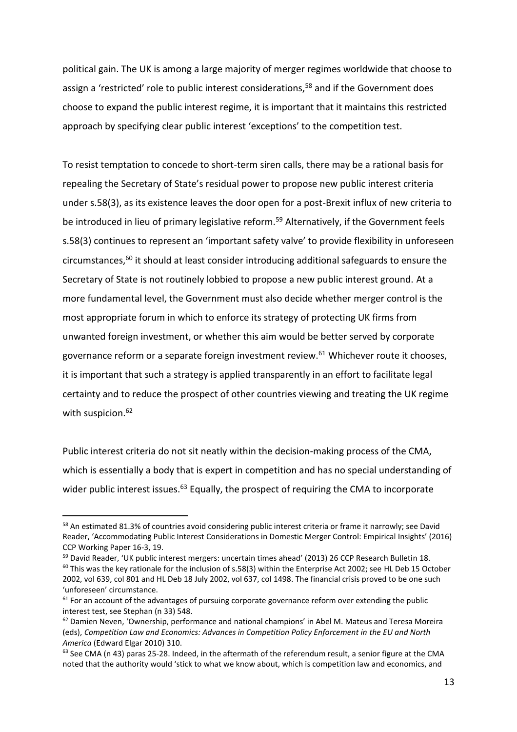political gain. The UK is among a large majority of merger regimes worldwide that choose to assign a 'restricted' role to public interest considerations,[58] and if the Government does choose to expand the public interest regime, it is important that it maintains this restricted approach by specifying clear public interest 'exceptions' to the competition test.

To resist temptation to concede to short-term siren calls, there may be a rational basis for repealing the Secretary of State's residual power to propose new public interest criteria under s.58(3), as its existence leaves the door open for a post-Brexit influx of new criteria to be introduced in lieu of primary legislative reform.[59] Alternatively, if the Government feels s.58(3) continues to represent an 'important safety valve' to provide flexibility in unforeseen circumstances,[60] it should at least consider introducing additional safeguards to ensure the Secretary of State is not routinely lobbied to propose a new public interest ground. At a more fundamental level, the Government must also decide whether merger control is the most appropriate forum in which to enforce its strategy of protecting UK firms from unwanted foreign investment, or whether this aim would be better served by corporate governance reform or a separate foreign investment review.[61] Whichever route it chooses, it is important that such a strategy is applied transparently in an effort to facilitate legal certainty and to reduce the prospect of other countries viewing and treating the UK regime with suspicion.[62]

Public interest criteria do not sit neatly within the decision-making process of the CMA, which is essentially a body that is expert in competition and has no special understanding of wider public interest issues.[63] Equally, the prospect of requiring the CMA to incorporate

---

[58] An estimated 81.3% of countries avoid considering public interest criteria or frame it narrowly; see David Reader, 'Accommodating Public Interest Considerations in Domestic Merger Control: Empirical Insights' (2016) CCP Working Paper 16-3, 19.

[59] David Reader, 'UK public interest mergers: uncertain times ahead' (2013) 26 CCP Research Bulletin 18.

[60] This was the key rationale for the inclusion of s.58(3) within the Enterprise Act 2002; see HL Deb 15 October 2002, vol 639, col 801 and HL Deb 18 July 2002, vol 637, col 1498. The financial crisis proved to be one such 'unforeseen' circumstance.

[61] For an account of the advantages of pursuing corporate governance reform over extending the public interest test, see Stephan (n 33) 548.

[62] Damien Neven, 'Ownership, performance and national champions' in Abel M. Mateus and Teresa Moreira (eds), *Competition Law and Economics: Advances in Competition Policy Enforcement in the EU and North America* (Edward Elgar 2010) 310.

[63] See CMA (n 43) paras 25-28. Indeed, in the aftermath of the referendum result, a senior figure at the CMA noted that the authority would 'stick to what we know about, which is competition law and economics, and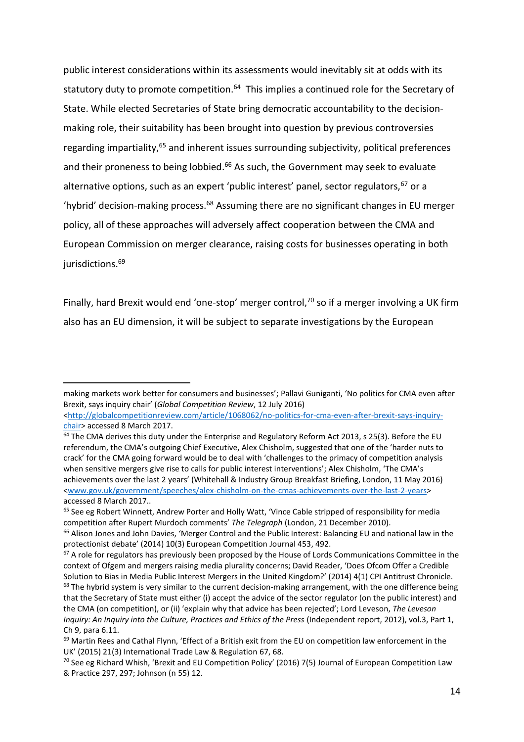public interest considerations within its assessments would inevitably sit at odds with its statutory duty to promote competition.[64] This implies a continued role for the Secretary of State. While elected Secretaries of State bring democratic accountability to the decision-making role, their suitability has been brought into question by previous controversies regarding impartiality,[65] and inherent issues surrounding subjectivity, political preferences and their proneness to being lobbied.[66] As such, the Government may seek to evaluate alternative options, such as an expert 'public interest' panel, sector regulators,[67] or a 'hybrid' decision-making process.[68] Assuming there are no significant changes in EU merger policy, all of these approaches will adversely affect cooperation between the CMA and European Commission on merger clearance, raising costs for businesses operating in both jurisdictions.[69]

Finally, hard Brexit would end 'one-stop' merger control,[70] so if a merger involving a UK firm also has an EU dimension, it will be subject to separate investigations by the European

---

making markets work better for consumers and businesses'; Pallavi Guniganti, 'No politics for CMA even after Brexit, says inquiry chair' (*Global Competition Review*, 12 July 2016) <http://globalcompetitionreview.com/article/1068062/no-politics-for-cma-even-after-brexit-says-inquiry-chair> accessed 8 March 2017.

[64] The CMA derives this duty under the Enterprise and Regulatory Reform Act 2013, s 25(3). Before the EU referendum, the CMA's outgoing Chief Executive, Alex Chisholm, suggested that one of the 'harder nuts to crack' for the CMA going forward would be to deal with 'challenges to the primacy of competition analysis when sensitive mergers give rise to calls for public interest interventions'; Alex Chisholm, 'The CMA's achievements over the last 2 years' (Whitehall & Industry Group Breakfast Briefing, London, 11 May 2016) <www.gov.uk/government/speeches/alex-chisholm-on-the-cmas-achievements-over-the-last-2-years> accessed 8 March 2017..

[65] See eg Robert Winnett, Andrew Porter and Holly Watt, 'Vince Cable stripped of responsibility for media competition after Rupert Murdoch comments' *The Telegraph* (London, 21 December 2010).

[66] Alison Jones and John Davies, 'Merger Control and the Public Interest: Balancing EU and national law in the protectionist debate' (2014) 10(3) European Competition Journal 453, 492.

[67] A role for regulators has previously been proposed by the House of Lords Communications Committee in the context of Ofgem and mergers raising media plurality concerns; David Reader, 'Does Ofcom Offer a Credible Solution to Bias in Media Public Interest Mergers in the United Kingdom?' (2014) 4(1) CPI Antitrust Chronicle.

[68] The hybrid system is very similar to the current decision-making arrangement, with the one difference being that the Secretary of State must either (i) accept the advice of the sector regulator (on the public interest) and the CMA (on competition), or (ii) 'explain why that advice has been rejected'; Lord Leveson, *The Leveson Inquiry: An Inquiry into the Culture, Practices and Ethics of the Press* (Independent report, 2012), vol.3, Part 1, Ch 9, para 6.11.

[69] Martin Rees and Cathal Flynn, 'Effect of a British exit from the EU on competition law enforcement in the UK' (2015) 21(3) International Trade Law & Regulation 67, 68.

[70] See eg Richard Whish, 'Brexit and EU Competition Policy' (2016) 7(5) Journal of European Competition Law & Practice 297, 297; Johnson (n 55) 12.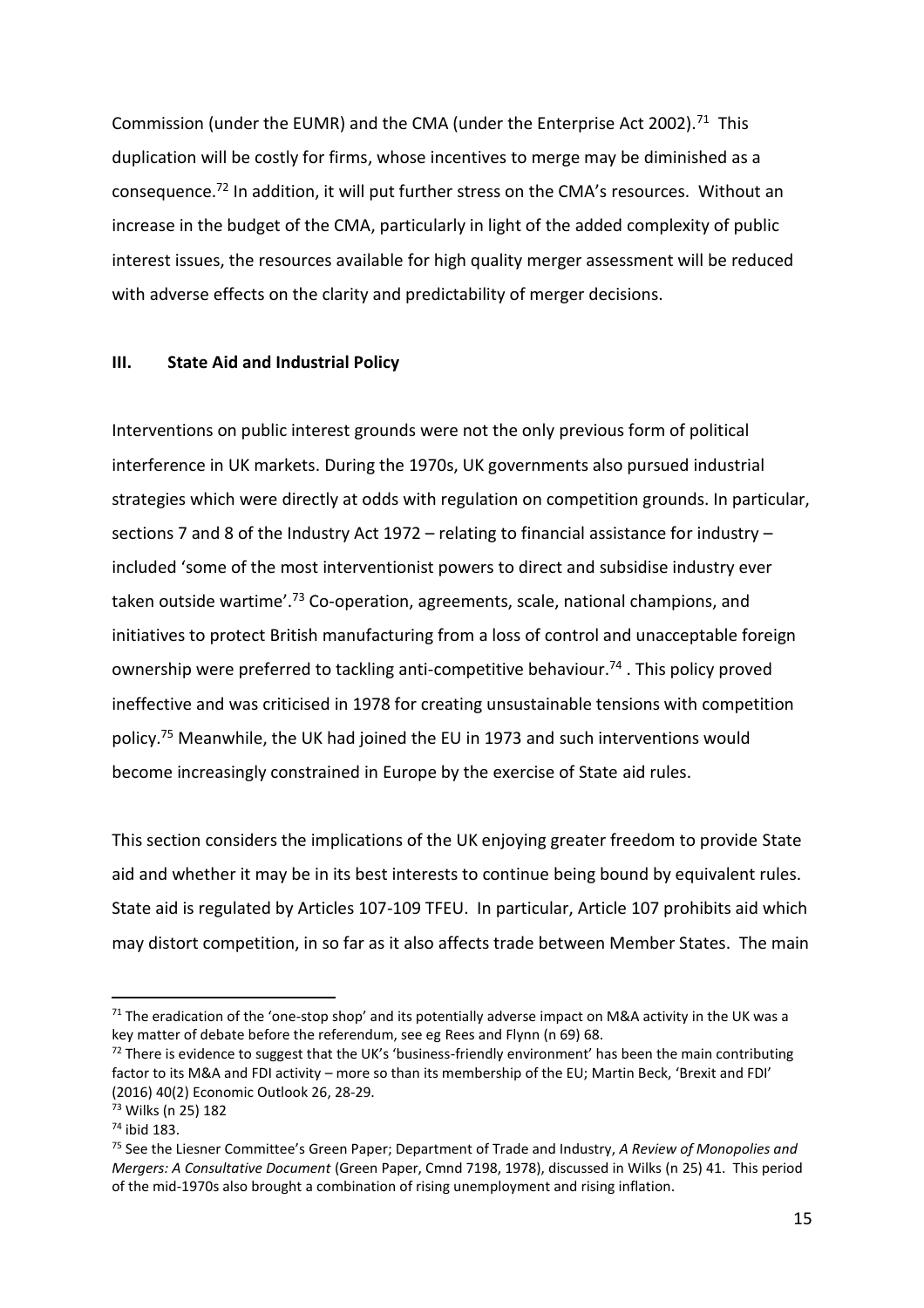Commission (under the EUMR) and the CMA (under the Enterprise Act 2002).[71] This duplication will be costly for firms, whose incentives to merge may be diminished as a consequence.[72] In addition, it will put further stress on the CMA's resources. Without an increase in the budget of the CMA, particularly in light of the added complexity of public interest issues, the resources available for high quality merger assessment will be reduced with adverse effects on the clarity and predictability of merger decisions.

## III. State Aid and Industrial Policy

Interventions on public interest grounds were not the only previous form of political interference in UK markets. During the 1970s, UK governments also pursued industrial strategies which were directly at odds with regulation on competition grounds. In particular, sections 7 and 8 of the Industry Act 1972 – relating to financial assistance for industry – included 'some of the most interventionist powers to direct and subsidise industry ever taken outside wartime'.[73] Co-operation, agreements, scale, national champions, and initiatives to protect British manufacturing from a loss of control and unacceptable foreign ownership were preferred to tackling anti-competitive behaviour.[74] . This policy proved ineffective and was criticised in 1978 for creating unsustainable tensions with competition policy.[75] Meanwhile, the UK had joined the EU in 1973 and such interventions would become increasingly constrained in Europe by the exercise of State aid rules.

This section considers the implications of the UK enjoying greater freedom to provide State aid and whether it may be in its best interests to continue being bound by equivalent rules. State aid is regulated by Articles 107-109 TFEU. In particular, Article 107 prohibits aid which may distort competition, in so far as it also affects trade between Member States. The main

---

[71] The eradication of the 'one-stop shop' and its potentially adverse impact on M&A activity in the UK was a key matter of debate before the referendum, see eg Rees and Flynn (n 69) 68.

[72] There is evidence to suggest that the UK's 'business-friendly environment' has been the main contributing factor to its M&A and FDI activity – more so than its membership of the EU; Martin Beck, 'Brexit and FDI' (2016) 40(2) Economic Outlook 26, 28-29.

[73] Wilks (n 25) 182

[74] ibid 183.

[75] See the Liesner Committee's Green Paper; Department of Trade and Industry, *A Review of Monopolies and Mergers: A Consultative Document* (Green Paper, Cmnd 7198, 1978), discussed in Wilks (n 25) 41. This period of the mid-1970s also brought a combination of rising unemployment and rising inflation.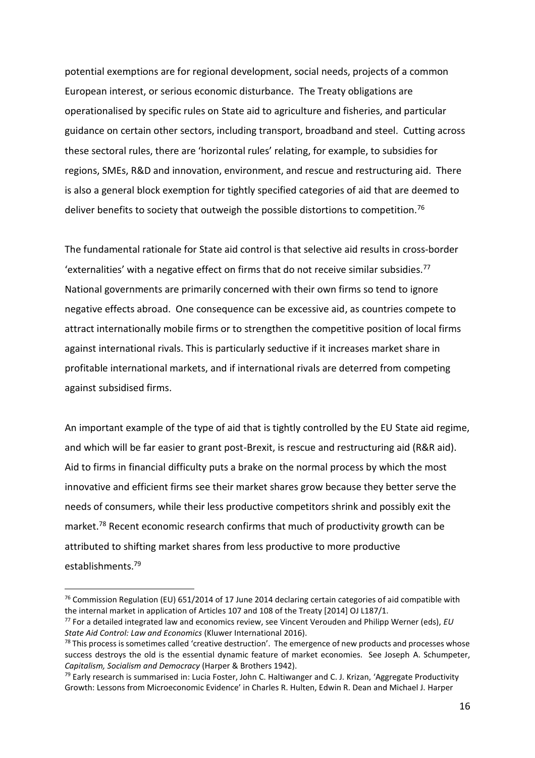potential exemptions are for regional development, social needs, projects of a common European interest, or serious economic disturbance. The Treaty obligations are operationalised by specific rules on State aid to agriculture and fisheries, and particular guidance on certain other sectors, including transport, broadband and steel. Cutting across these sectoral rules, there are 'horizontal rules' relating, for example, to subsidies for regions, SMEs, R&D and innovation, environment, and rescue and restructuring aid. There is also a general block exemption for tightly specified categories of aid that are deemed to deliver benefits to society that outweigh the possible distortions to competition.[76]

The fundamental rationale for State aid control is that selective aid results in cross-border 'externalities' with a negative effect on firms that do not receive similar subsidies.[77] National governments are primarily concerned with their own firms so tend to ignore negative effects abroad. One consequence can be excessive aid, as countries compete to attract internationally mobile firms or to strengthen the competitive position of local firms against international rivals. This is particularly seductive if it increases market share in profitable international markets, and if international rivals are deterred from competing against subsidised firms.

An important example of the type of aid that is tightly controlled by the EU State aid regime, and which will be far easier to grant post-Brexit, is rescue and restructuring aid (R&R aid). Aid to firms in financial difficulty puts a brake on the normal process by which the most innovative and efficient firms see their market shares grow because they better serve the needs of consumers, while their less productive competitors shrink and possibly exit the market.[78] Recent economic research confirms that much of productivity growth can be attributed to shifting market shares from less productive to more productive establishments.[79]

[76] Commission Regulation (EU) 651/2014 of 17 June 2014 declaring certain categories of aid compatible with the internal market in application of Articles 107 and 108 of the Treaty [2014] OJ L187/1.

[77] For a detailed integrated law and economics review, see Vincent Verouden and Philipp Werner (eds), *EU State Aid Control: Law and Economics* (Kluwer International 2016).

[78] This process is sometimes called 'creative destruction'. The emergence of new products and processes whose success destroys the old is the essential dynamic feature of market economies. See Joseph A. Schumpeter, *Capitalism, Socialism and Democracy* (Harper & Brothers 1942).

[79] Early research is summarised in: Lucia Foster, John C. Haltiwanger and C. J. Krizan, 'Aggregate Productivity Growth: Lessons from Microeconomic Evidence' in Charles R. Hulten, Edwin R. Dean and Michael J. Harper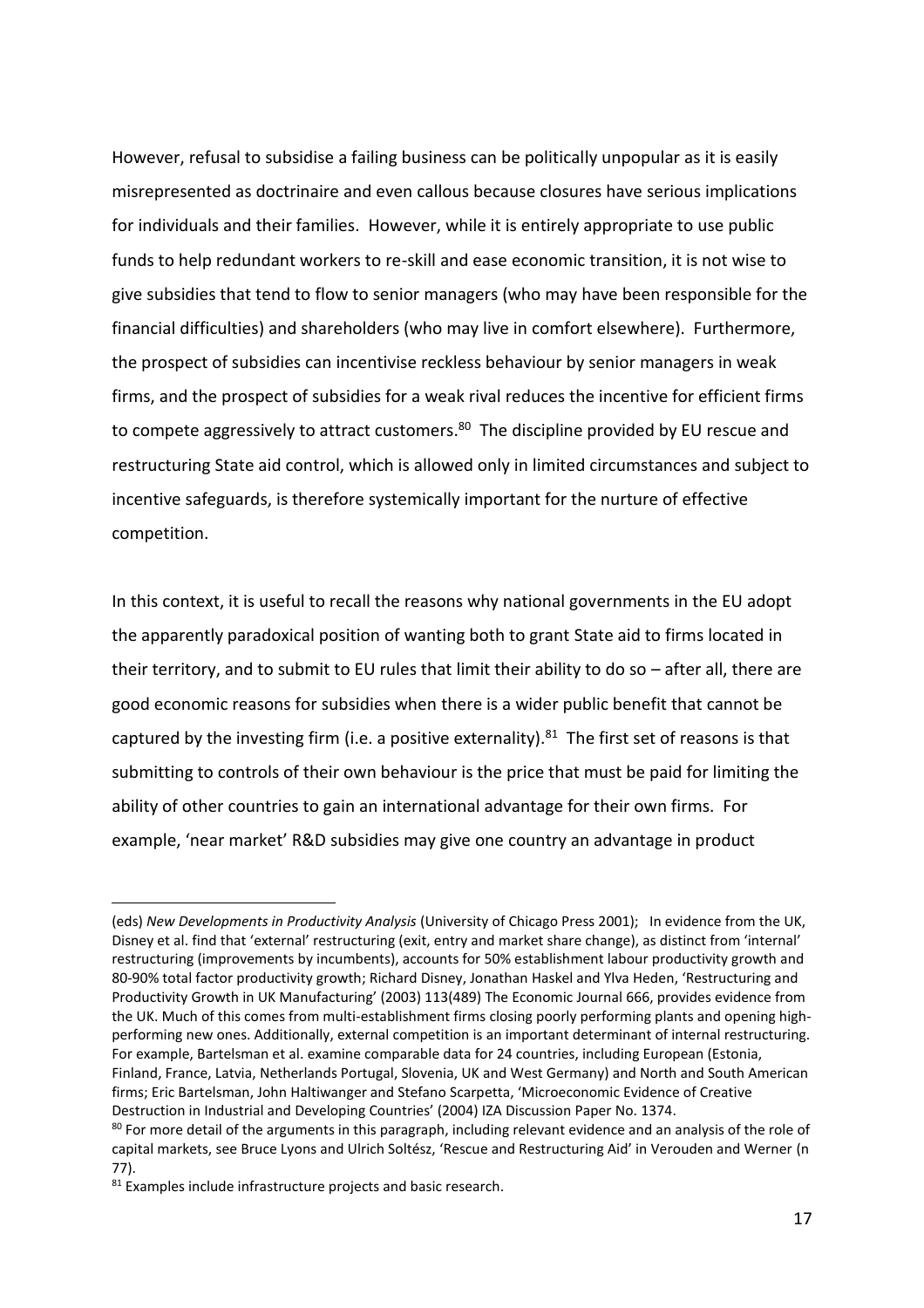However, refusal to subsidise a failing business can be politically unpopular as it is easily misrepresented as doctrinaire and even callous because closures have serious implications for individuals and their families. However, while it is entirely appropriate to use public funds to help redundant workers to re-skill and ease economic transition, it is not wise to give subsidies that tend to flow to senior managers (who may have been responsible for the financial difficulties) and shareholders (who may live in comfort elsewhere). Furthermore, the prospect of subsidies can incentivise reckless behaviour by senior managers in weak firms, and the prospect of subsidies for a weak rival reduces the incentive for efficient firms to compete aggressively to attract customers.[80] The discipline provided by EU rescue and restructuring State aid control, which is allowed only in limited circumstances and subject to incentive safeguards, is therefore systemically important for the nurture of effective competition.

In this context, it is useful to recall the reasons why national governments in the EU adopt the apparently paradoxical position of wanting both to grant State aid to firms located in their territory, and to submit to EU rules that limit their ability to do so – after all, there are good economic reasons for subsidies when there is a wider public benefit that cannot be captured by the investing firm (i.e. a positive externality).[81] The first set of reasons is that submitting to controls of their own behaviour is the price that must be paid for limiting the ability of other countries to gain an international advantage for their own firms. For example, 'near market' R&D subsidies may give one country an advantage in product

---

(eds) *New Developments in Productivity Analysis* (University of Chicago Press 2001); In evidence from the UK, Disney et al. find that 'external' restructuring (exit, entry and market share change), as distinct from 'internal' restructuring (improvements by incumbents), accounts for 50% establishment labour productivity growth and 80-90% total factor productivity growth; Richard Disney, Jonathan Haskel and Ylva Heden, 'Restructuring and Productivity Growth in UK Manufacturing' (2003) 113(489) The Economic Journal 666, provides evidence from the UK. Much of this comes from multi-establishment firms closing poorly performing plants and opening high-performing new ones. Additionally, external competition is an important determinant of internal restructuring. For example, Bartelsman et al. examine comparable data for 24 countries, including European (Estonia, Finland, France, Latvia, Netherlands Portugal, Slovenia, UK and West Germany) and North and South American firms; Eric Bartelsman, John Haltiwanger and Stefano Scarpetta, 'Microeconomic Evidence of Creative Destruction in Industrial and Developing Countries' (2004) IZA Discussion Paper No. 1374.

[80] For more detail of the arguments in this paragraph, including relevant evidence and an analysis of the role of capital markets, see Bruce Lyons and Ulrich Soltész, 'Rescue and Restructuring Aid' in Verouden and Werner (n 77).

[81] Examples include infrastructure projects and basic research.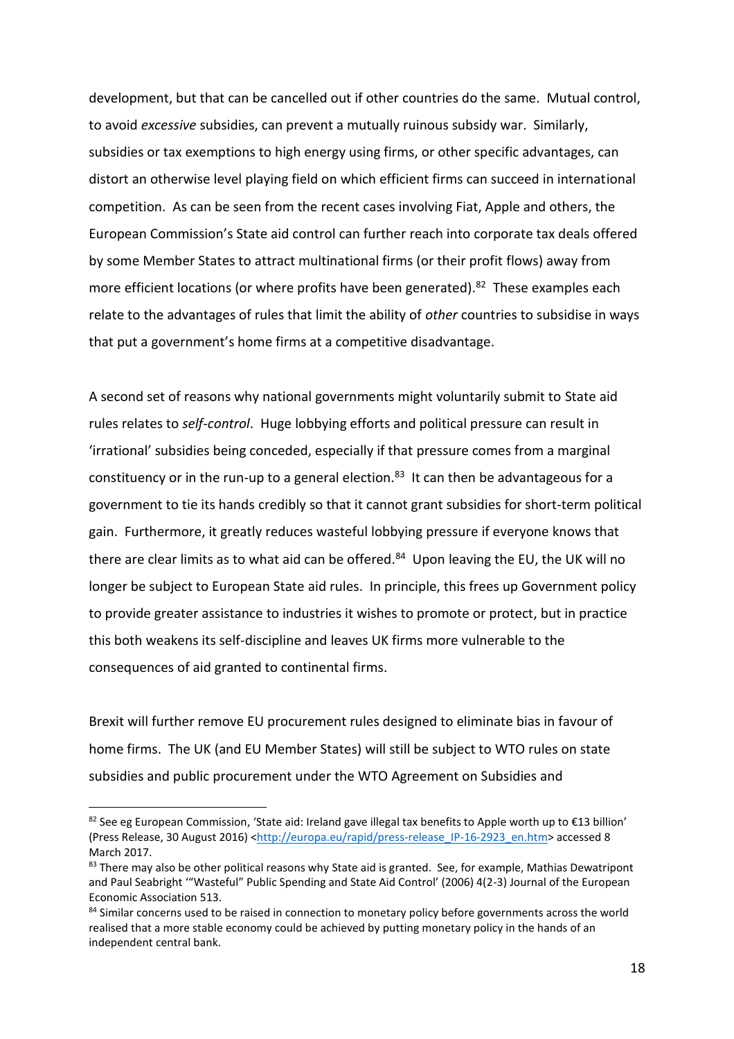development, but that can be cancelled out if other countries do the same. Mutual control, to avoid *excessive* subsidies, can prevent a mutually ruinous subsidy war. Similarly, subsidies or tax exemptions to high energy using firms, or other specific advantages, can distort an otherwise level playing field on which efficient firms can succeed in international competition. As can be seen from the recent cases involving Fiat, Apple and others, the European Commission's State aid control can further reach into corporate tax deals offered by some Member States to attract multinational firms (or their profit flows) away from more efficient locations (or where profits have been generated).[82] These examples each relate to the advantages of rules that limit the ability of *other* countries to subsidise in ways that put a government's home firms at a competitive disadvantage.

A second set of reasons why national governments might voluntarily submit to State aid rules relates to *self-control*. Huge lobbying efforts and political pressure can result in 'irrational' subsidies being conceded, especially if that pressure comes from a marginal constituency or in the run-up to a general election.[83] It can then be advantageous for a government to tie its hands credibly so that it cannot grant subsidies for short-term political gain. Furthermore, it greatly reduces wasteful lobbying pressure if everyone knows that there are clear limits as to what aid can be offered.[84] Upon leaving the EU, the UK will no longer be subject to European State aid rules. In principle, this frees up Government policy to provide greater assistance to industries it wishes to promote or protect, but in practice this both weakens its self-discipline and leaves UK firms more vulnerable to the consequences of aid granted to continental firms.

Brexit will further remove EU procurement rules designed to eliminate bias in favour of home firms. The UK (and EU Member States) will still be subject to WTO rules on state subsidies and public procurement under the WTO Agreement on Subsidies and

---

[82] See eg European Commission, 'State aid: Ireland gave illegal tax benefits to Apple worth up to €13 billion' (Press Release, 30 August 2016) <http://europa.eu/rapid/press-release_IP-16-2923_en.htm> accessed 8 March 2017.

[83] There may also be other political reasons why State aid is granted. See, for example, Mathias Dewatripont and Paul Seabright '"Wasteful" Public Spending and State Aid Control' (2006) 4(2-3) Journal of the European Economic Association 513.

[84] Similar concerns used to be raised in connection to monetary policy before governments across the world realised that a more stable economy could be achieved by putting monetary policy in the hands of an independent central bank.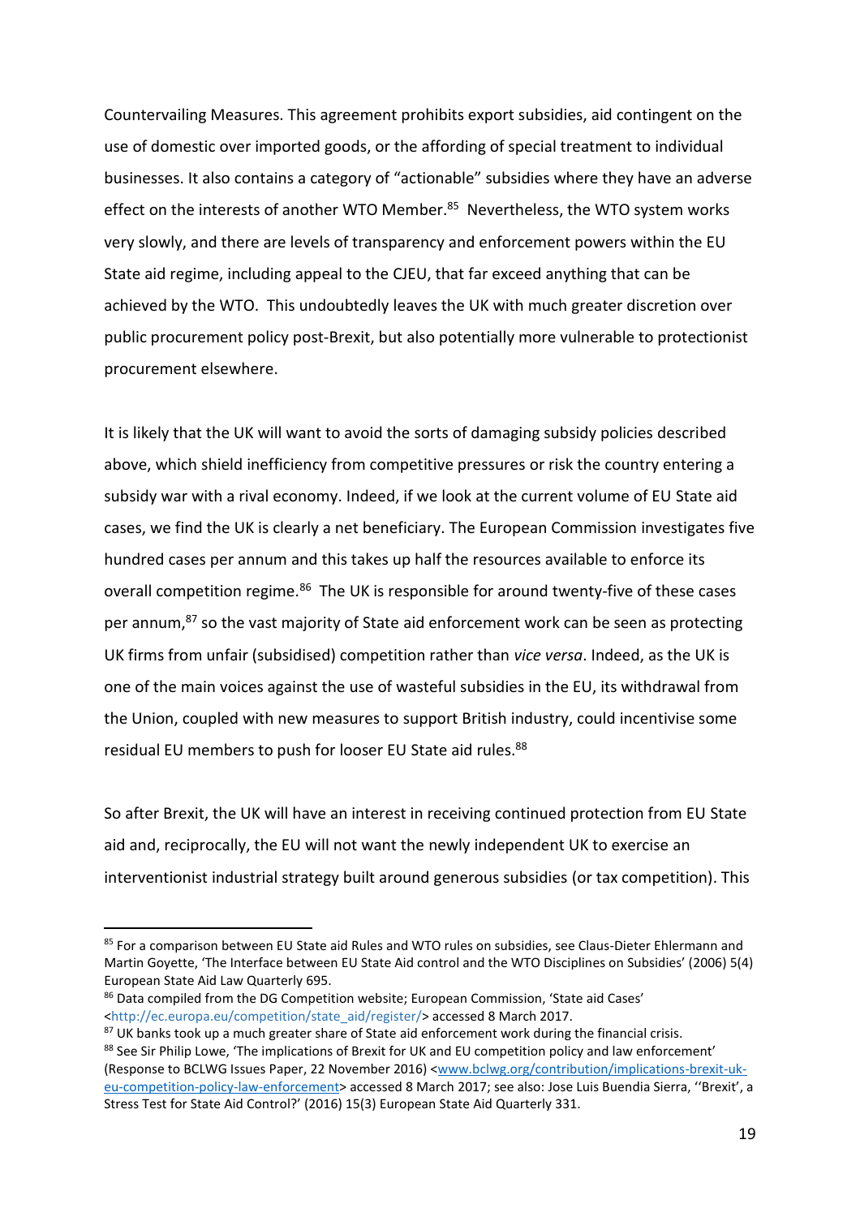Countervailing Measures. This agreement prohibits export subsidies, aid contingent on the use of domestic over imported goods, or the affording of special treatment to individual businesses. It also contains a category of "actionable" subsidies where they have an adverse effect on the interests of another WTO Member.[85] Nevertheless, the WTO system works very slowly, and there are levels of transparency and enforcement powers within the EU State aid regime, including appeal to the CJEU, that far exceed anything that can be achieved by the WTO. This undoubtedly leaves the UK with much greater discretion over public procurement policy post-Brexit, but also potentially more vulnerable to protectionist procurement elsewhere.

It is likely that the UK will want to avoid the sorts of damaging subsidy policies described above, which shield inefficiency from competitive pressures or risk the country entering a subsidy war with a rival economy. Indeed, if we look at the current volume of EU State aid cases, we find the UK is clearly a net beneficiary. The European Commission investigates five hundred cases per annum and this takes up half the resources available to enforce its overall competition regime.[86] The UK is responsible for around twenty-five of these cases per annum,[87] so the vast majority of State aid enforcement work can be seen as protecting UK firms from unfair (subsidised) competition rather than *vice versa*. Indeed, as the UK is one of the main voices against the use of wasteful subsidies in the EU, its withdrawal from the Union, coupled with new measures to support British industry, could incentivise some residual EU members to push for looser EU State aid rules.[88]

So after Brexit, the UK will have an interest in receiving continued protection from EU State aid and, reciprocally, the EU will not want the newly independent UK to exercise an interventionist industrial strategy built around generous subsidies (or tax competition). This

---

[85] For a comparison between EU State aid Rules and WTO rules on subsidies, see Claus-Dieter Ehlermann and Martin Goyette, 'The Interface between EU State Aid control and the WTO Disciplines on Subsidies' (2006) 5(4) European State Aid Law Quarterly 695.

[86] Data compiled from the DG Competition website; European Commission, 'State aid Cases' <http://ec.europa.eu/competition/state_aid/register/> accessed 8 March 2017.

[87] UK banks took up a much greater share of State aid enforcement work during the financial crisis.

[88] See Sir Philip Lowe, 'The implications of Brexit for UK and EU competition policy and law enforcement' (Response to BCLWG Issues Paper, 22 November 2016) <www.bclwg.org/contribution/implications-brexit-uk-eu-competition-policy-law-enforcement> accessed 8 March 2017; see also: Jose Luis Buendia Sierra, ''Brexit', a Stress Test for State Aid Control?' (2016) 15(3) European State Aid Quarterly 331.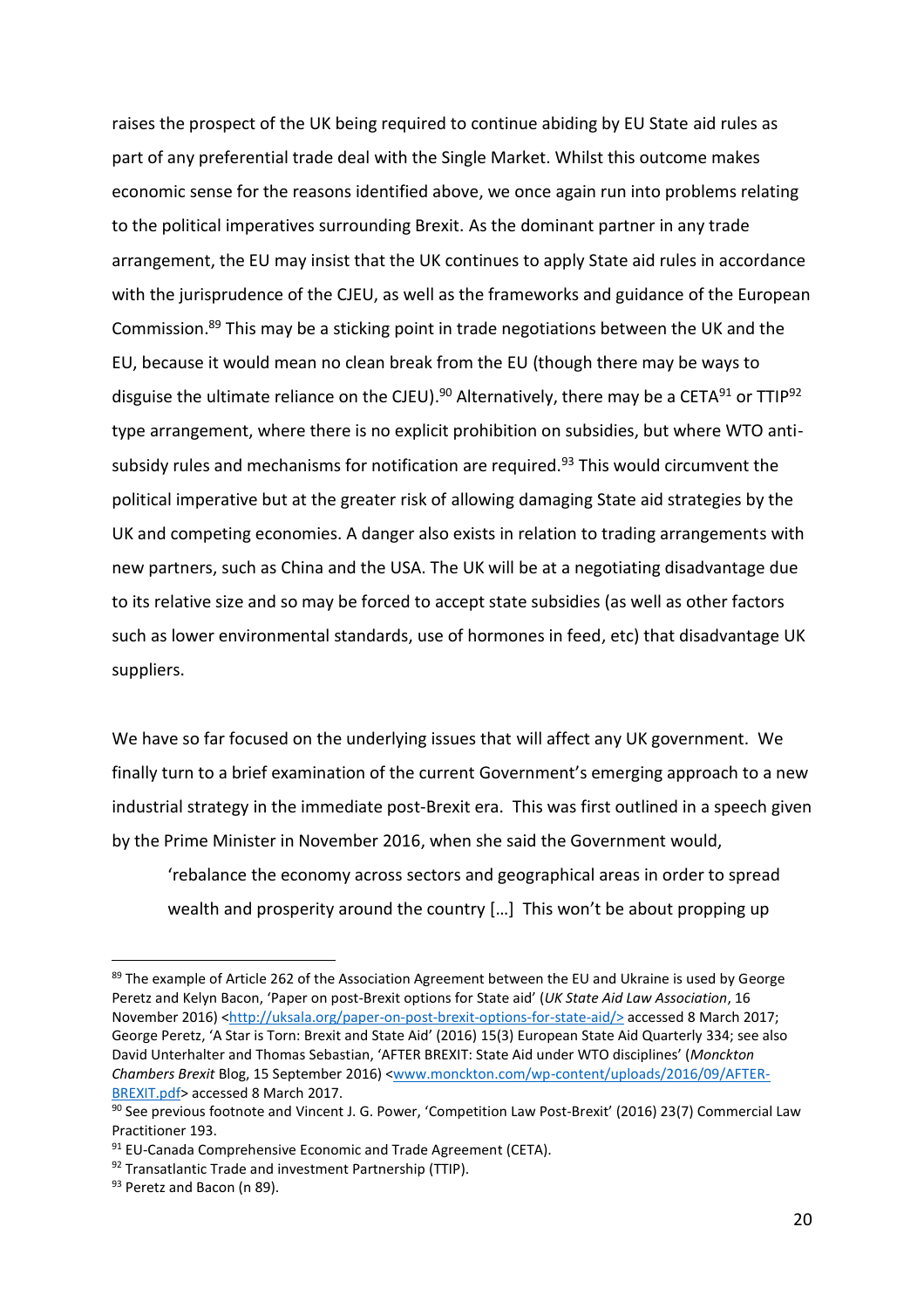raises the prospect of the UK being required to continue abiding by EU State aid rules as part of any preferential trade deal with the Single Market. Whilst this outcome makes economic sense for the reasons identified above, we once again run into problems relating to the political imperatives surrounding Brexit. As the dominant partner in any trade arrangement, the EU may insist that the UK continues to apply State aid rules in accordance with the jurisprudence of the CJEU, as well as the frameworks and guidance of the European Commission.[89] This may be a sticking point in trade negotiations between the UK and the EU, because it would mean no clean break from the EU (though there may be ways to disguise the ultimate reliance on the CJEU).[90] Alternatively, there may be a CETA[91] or TTIP[92] type arrangement, where there is no explicit prohibition on subsidies, but where WTO anti-subsidy rules and mechanisms for notification are required.[93] This would circumvent the political imperative but at the greater risk of allowing damaging State aid strategies by the UK and competing economies. A danger also exists in relation to trading arrangements with new partners, such as China and the USA. The UK will be at a negotiating disadvantage due to its relative size and so may be forced to accept state subsidies (as well as other factors such as lower environmental standards, use of hormones in feed, etc) that disadvantage UK suppliers.

We have so far focused on the underlying issues that will affect any UK government. We finally turn to a brief examination of the current Government's emerging approach to a new industrial strategy in the immediate post-Brexit era. This was first outlined in a speech given by the Prime Minister in November 2016, when she said the Government would,

> 'rebalance the economy across sectors and geographical areas in order to spread wealth and prosperity around the country […] This won't be about propping up

---

[89] The example of Article 262 of the Association Agreement between the EU and Ukraine is used by George Peretz and Kelyn Bacon, 'Paper on post-Brexit options for State aid' (*UK State Aid Law Association*, 16 November 2016) <http://uksala.org/paper-on-post-brexit-options-for-state-aid/> accessed 8 March 2017; George Peretz, 'A Star is Torn: Brexit and State Aid' (2016) 15(3) European State Aid Quarterly 334; see also David Unterhalter and Thomas Sebastian, 'AFTER BREXIT: State Aid under WTO disciplines' (*Monckton Chambers Brexit* Blog, 15 September 2016) <www.monckton.com/wp-content/uploads/2016/09/AFTER-BREXIT.pdf> accessed 8 March 2017.

[90] See previous footnote and Vincent J. G. Power, 'Competition Law Post-Brexit' (2016) 23(7) Commercial Law Practitioner 193.

[91] EU-Canada Comprehensive Economic and Trade Agreement (CETA).

[92] Transatlantic Trade and investment Partnership (TTIP).

[93] Peretz and Bacon (n 89).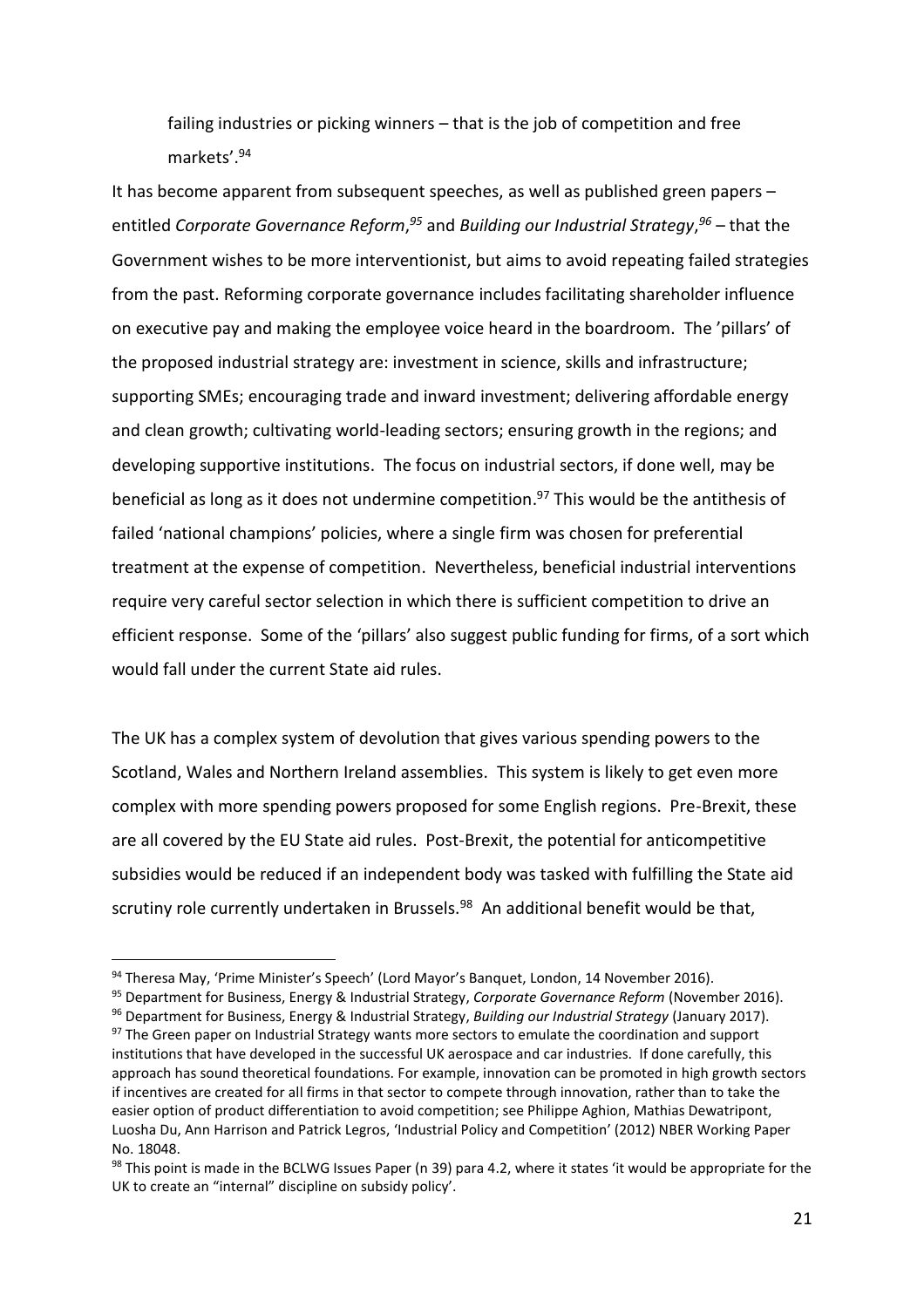failing industries or picking winners – that is the job of competition and free markets'.[94]

It has become apparent from subsequent speeches, as well as published green papers – entitled *Corporate Governance Reform*,[95] and *Building our Industrial Strategy*,[96] – that the Government wishes to be more interventionist, but aims to avoid repeating failed strategies from the past. Reforming corporate governance includes facilitating shareholder influence on executive pay and making the employee voice heard in the boardroom. The 'pillars' of the proposed industrial strategy are: investment in science, skills and infrastructure; supporting SMEs; encouraging trade and inward investment; delivering affordable energy and clean growth; cultivating world-leading sectors; ensuring growth in the regions; and developing supportive institutions. The focus on industrial sectors, if done well, may be beneficial as long as it does not undermine competition.[97] This would be the antithesis of failed 'national champions' policies, where a single firm was chosen for preferential treatment at the expense of competition. Nevertheless, beneficial industrial interventions require very careful sector selection in which there is sufficient competition to drive an efficient response. Some of the 'pillars' also suggest public funding for firms, of a sort which would fall under the current State aid rules.

The UK has a complex system of devolution that gives various spending powers to the Scotland, Wales and Northern Ireland assemblies. This system is likely to get even more complex with more spending powers proposed for some English regions. Pre-Brexit, these are all covered by the EU State aid rules. Post-Brexit, the potential for anticompetitive subsidies would be reduced if an independent body was tasked with fulfilling the State aid scrutiny role currently undertaken in Brussels.[98] An additional benefit would be that,

---

[94] Theresa May, 'Prime Minister's Speech' (Lord Mayor's Banquet, London, 14 November 2016).

[95] Department for Business, Energy & Industrial Strategy, *Corporate Governance Reform* (November 2016).

[96] Department for Business, Energy & Industrial Strategy, *Building our Industrial Strategy* (January 2017).

[97] The Green paper on Industrial Strategy wants more sectors to emulate the coordination and support institutions that have developed in the successful UK aerospace and car industries. If done carefully, this approach has sound theoretical foundations. For example, innovation can be promoted in high growth sectors if incentives are created for all firms in that sector to compete through innovation, rather than to take the easier option of product differentiation to avoid competition; see Philippe Aghion, Mathias Dewatripont, Luosha Du, Ann Harrison and Patrick Legros, 'Industrial Policy and Competition' (2012) NBER Working Paper No. 18048.

[98] This point is made in the BCLWG Issues Paper (n 39) para 4.2, where it states 'it would be appropriate for the UK to create an "internal" discipline on subsidy policy'.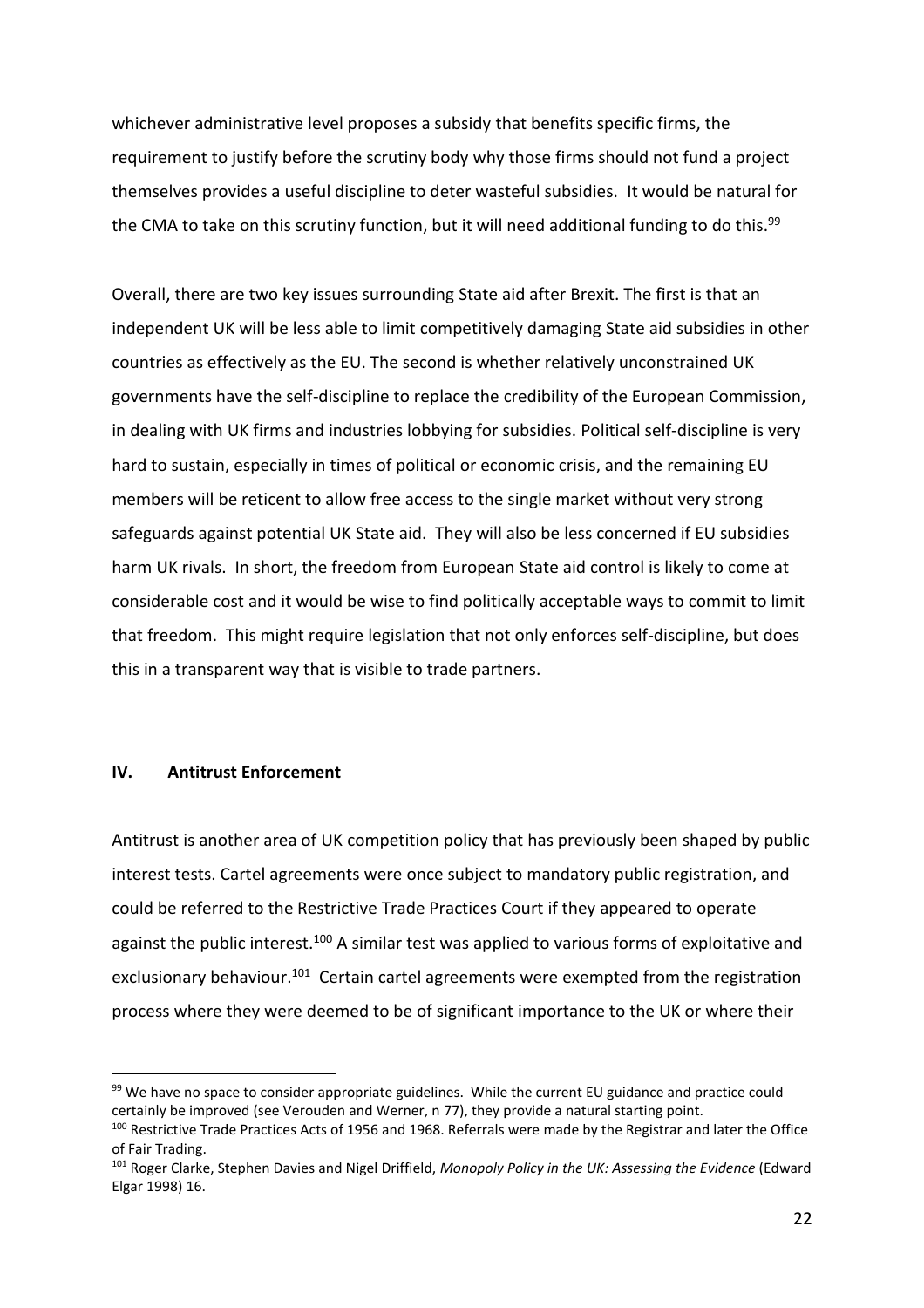whichever administrative level proposes a subsidy that benefits specific firms, the requirement to justify before the scrutiny body why those firms should not fund a project themselves provides a useful discipline to deter wasteful subsidies. It would be natural for the CMA to take on this scrutiny function, but it will need additional funding to do this.[99]

Overall, there are two key issues surrounding State aid after Brexit. The first is that an independent UK will be less able to limit competitively damaging State aid subsidies in other countries as effectively as the EU. The second is whether relatively unconstrained UK governments have the self-discipline to replace the credibility of the European Commission, in dealing with UK firms and industries lobbying for subsidies. Political self-discipline is very hard to sustain, especially in times of political or economic crisis, and the remaining EU members will be reticent to allow free access to the single market without very strong safeguards against potential UK State aid. They will also be less concerned if EU subsidies harm UK rivals. In short, the freedom from European State aid control is likely to come at considerable cost and it would be wise to find politically acceptable ways to commit to limit that freedom. This might require legislation that not only enforces self-discipline, but does this in a transparent way that is visible to trade partners.

## IV. Antitrust Enforcement

Antitrust is another area of UK competition policy that has previously been shaped by public interest tests. Cartel agreements were once subject to mandatory public registration, and could be referred to the Restrictive Trade Practices Court if they appeared to operate against the public interest.[100] A similar test was applied to various forms of exploitative and exclusionary behaviour.[101] Certain cartel agreements were exempted from the registration process where they were deemed to be of significant importance to the UK or where their

---

[99] We have no space to consider appropriate guidelines. While the current EU guidance and practice could certainly be improved (see Verouden and Werner, n 77), they provide a natural starting point.

[100] Restrictive Trade Practices Acts of 1956 and 1968. Referrals were made by the Registrar and later the Office of Fair Trading.

[101] Roger Clarke, Stephen Davies and Nigel Driffield, *Monopoly Policy in the UK: Assessing the Evidence* (Edward Elgar 1998) 16.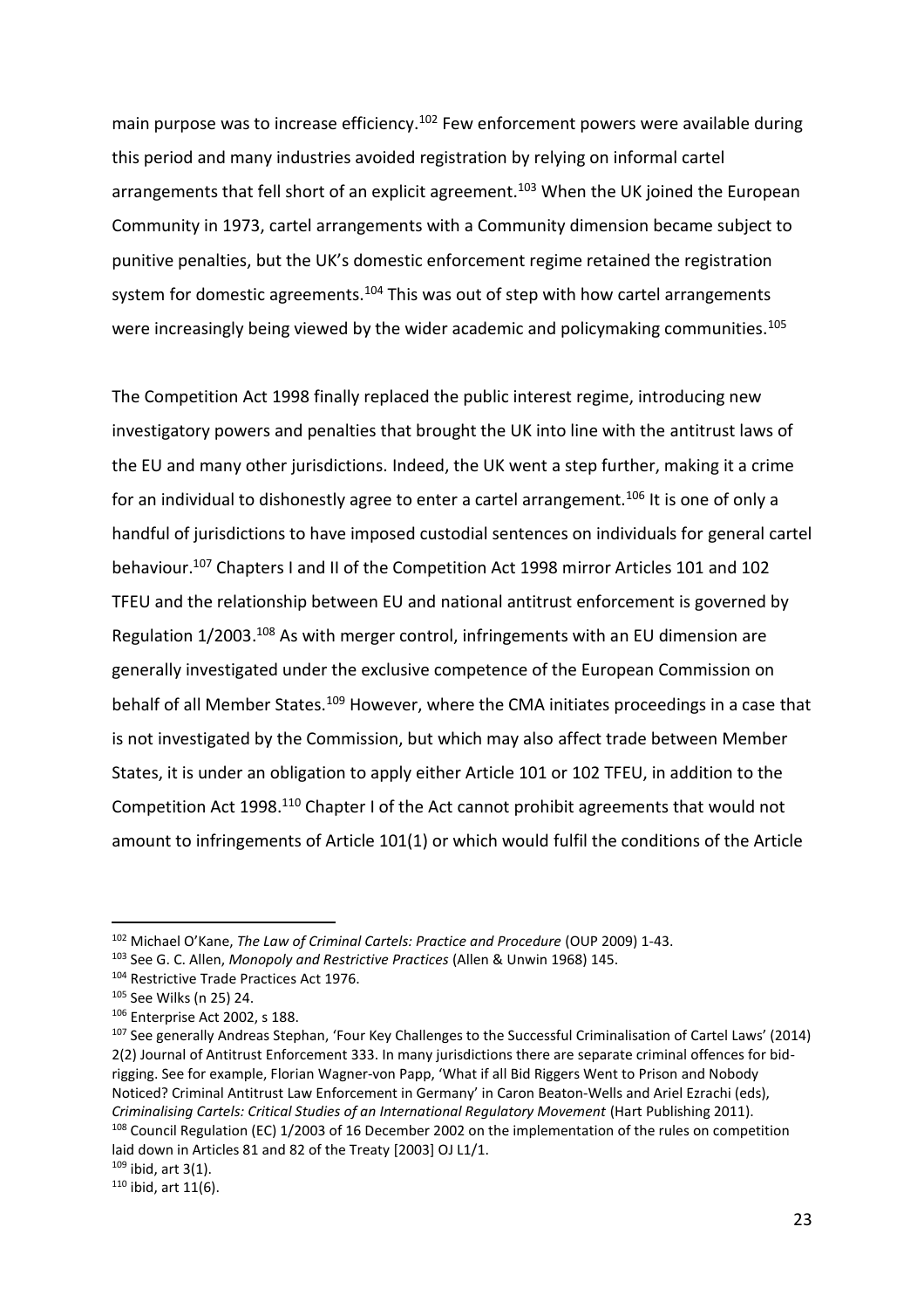main purpose was to increase efficiency.[102] Few enforcement powers were available during this period and many industries avoided registration by relying on informal cartel arrangements that fell short of an explicit agreement.[103] When the UK joined the European Community in 1973, cartel arrangements with a Community dimension became subject to punitive penalties, but the UK's domestic enforcement regime retained the registration system for domestic agreements.[104] This was out of step with how cartel arrangements were increasingly being viewed by the wider academic and policymaking communities.[105]

The Competition Act 1998 finally replaced the public interest regime, introducing new investigatory powers and penalties that brought the UK into line with the antitrust laws of the EU and many other jurisdictions. Indeed, the UK went a step further, making it a crime for an individual to dishonestly agree to enter a cartel arrangement.[106] It is one of only a handful of jurisdictions to have imposed custodial sentences on individuals for general cartel behaviour.[107] Chapters I and II of the Competition Act 1998 mirror Articles 101 and 102 TFEU and the relationship between EU and national antitrust enforcement is governed by Regulation 1/2003.[108] As with merger control, infringements with an EU dimension are generally investigated under the exclusive competence of the European Commission on behalf of all Member States.[109] However, where the CMA initiates proceedings in a case that is not investigated by the Commission, but which may also affect trade between Member States, it is under an obligation to apply either Article 101 or 102 TFEU, in addition to the Competition Act 1998.[110] Chapter I of the Act cannot prohibit agreements that would not amount to infringements of Article 101(1) or which would fulfil the conditions of the Article

---

[102] Michael O'Kane, *The Law of Criminal Cartels: Practice and Procedure* (OUP 2009) 1-43.

[103] See G. C. Allen, *Monopoly and Restrictive Practices* (Allen & Unwin 1968) 145.

[104] Restrictive Trade Practices Act 1976.

[105] See Wilks (n 25) 24.

[106] Enterprise Act 2002, s 188.

[107] See generally Andreas Stephan, 'Four Key Challenges to the Successful Criminalisation of Cartel Laws' (2014) 2(2) Journal of Antitrust Enforcement 333. In many jurisdictions there are separate criminal offences for bid-rigging. See for example, Florian Wagner-von Papp, 'What if all Bid Riggers Went to Prison and Nobody Noticed? Criminal Antitrust Law Enforcement in Germany' in Caron Beaton-Wells and Ariel Ezrachi (eds), *Criminalising Cartels: Critical Studies of an International Regulatory Movement* (Hart Publishing 2011).

[108] Council Regulation (EC) 1/2003 of 16 December 2002 on the implementation of the rules on competition laid down in Articles 81 and 82 of the Treaty [2003] OJ L1/1.

[109] ibid, art 3(1).

[110] ibid, art 11(6).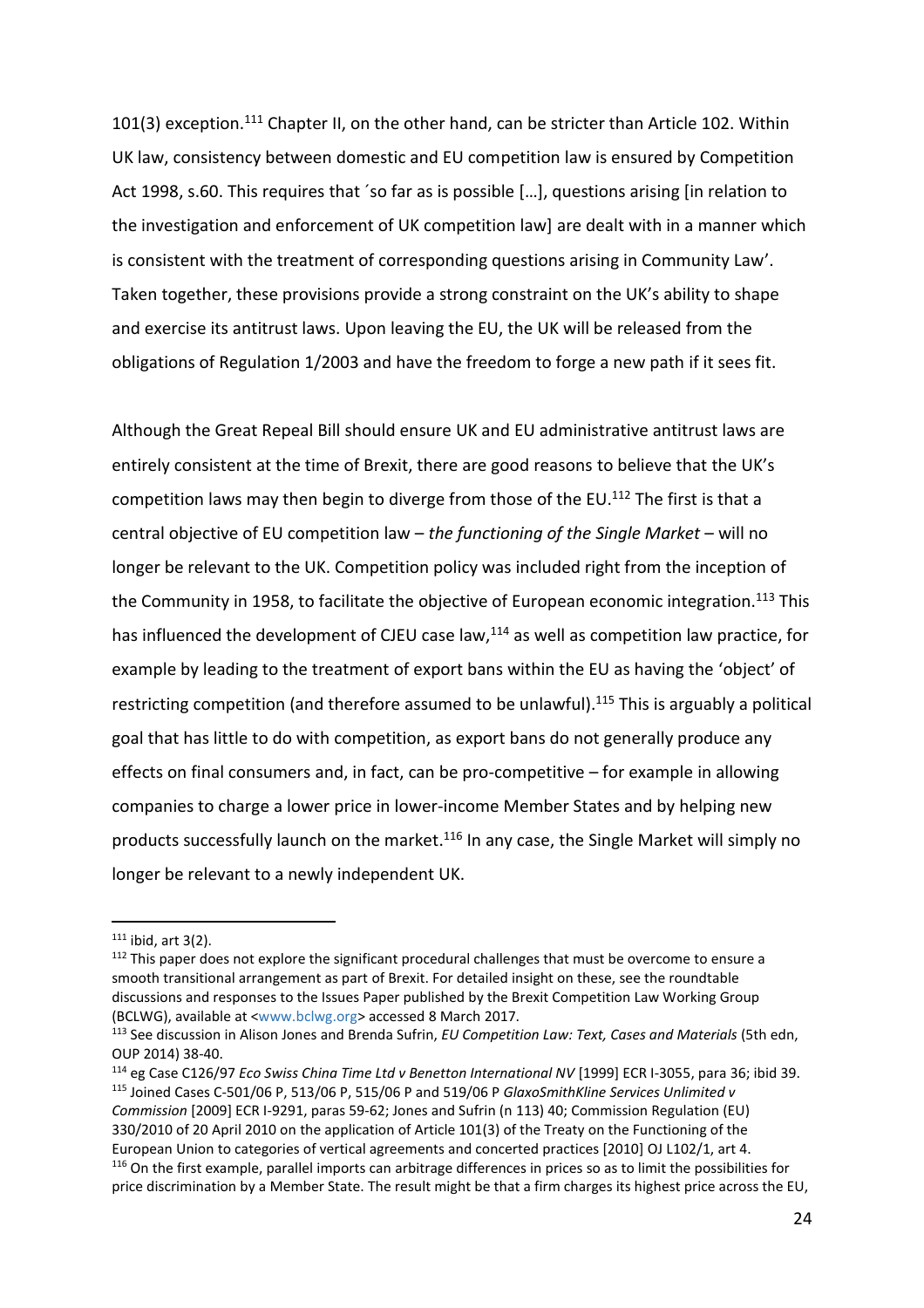101(3) exception.[111] Chapter II, on the other hand, can be stricter than Article 102. Within UK law, consistency between domestic and EU competition law is ensured by Competition Act 1998, s.60. This requires that ´so far as is possible […], questions arising [in relation to the investigation and enforcement of UK competition law] are dealt with in a manner which is consistent with the treatment of corresponding questions arising in Community Law'. Taken together, these provisions provide a strong constraint on the UK's ability to shape and exercise its antitrust laws. Upon leaving the EU, the UK will be released from the obligations of Regulation 1/2003 and have the freedom to forge a new path if it sees fit.

Although the Great Repeal Bill should ensure UK and EU administrative antitrust laws are entirely consistent at the time of Brexit, there are good reasons to believe that the UK's competition laws may then begin to diverge from those of the EU.[112] The first is that a central objective of EU competition law – *the functioning of the Single Market* – will no longer be relevant to the UK. Competition policy was included right from the inception of the Community in 1958, to facilitate the objective of European economic integration.[113] This has influenced the development of CJEU case law,[114] as well as competition law practice, for example by leading to the treatment of export bans within the EU as having the 'object' of restricting competition (and therefore assumed to be unlawful).[115] This is arguably a political goal that has little to do with competition, as export bans do not generally produce any effects on final consumers and, in fact, can be pro-competitive – for example in allowing companies to charge a lower price in lower-income Member States and by helping new products successfully launch on the market.[116] In any case, the Single Market will simply no longer be relevant to a newly independent UK.

---

[111] ibid, art 3(2).

[112] This paper does not explore the significant procedural challenges that must be overcome to ensure a smooth transitional arrangement as part of Brexit. For detailed insight on these, see the roundtable discussions and responses to the Issues Paper published by the Brexit Competition Law Working Group (BCLWG), available at <www.bclwg.org> accessed 8 March 2017.

[113] See discussion in Alison Jones and Brenda Sufrin, *EU Competition Law: Text, Cases and Materials* (5th edn, OUP 2014) 38-40.

[114] eg Case C126/97 *Eco Swiss China Time Ltd v Benetton International NV* [1999] ECR I-3055, para 36; ibid 39.

[115] Joined Cases C-501/06 P, 513/06 P, 515/06 P and 519/06 P *GlaxoSmithKline Services Unlimited v Commission* [2009] ECR I-9291, paras 59-62; Jones and Sufrin (n 113) 40; Commission Regulation (EU) 330/2010 of 20 April 2010 on the application of Article 101(3) of the Treaty on the Functioning of the European Union to categories of vertical agreements and concerted practices [2010] OJ L102/1, art 4.

[116] On the first example, parallel imports can arbitrage differences in prices so as to limit the possibilities for price discrimination by a Member State. The result might be that a firm charges its highest price across the EU,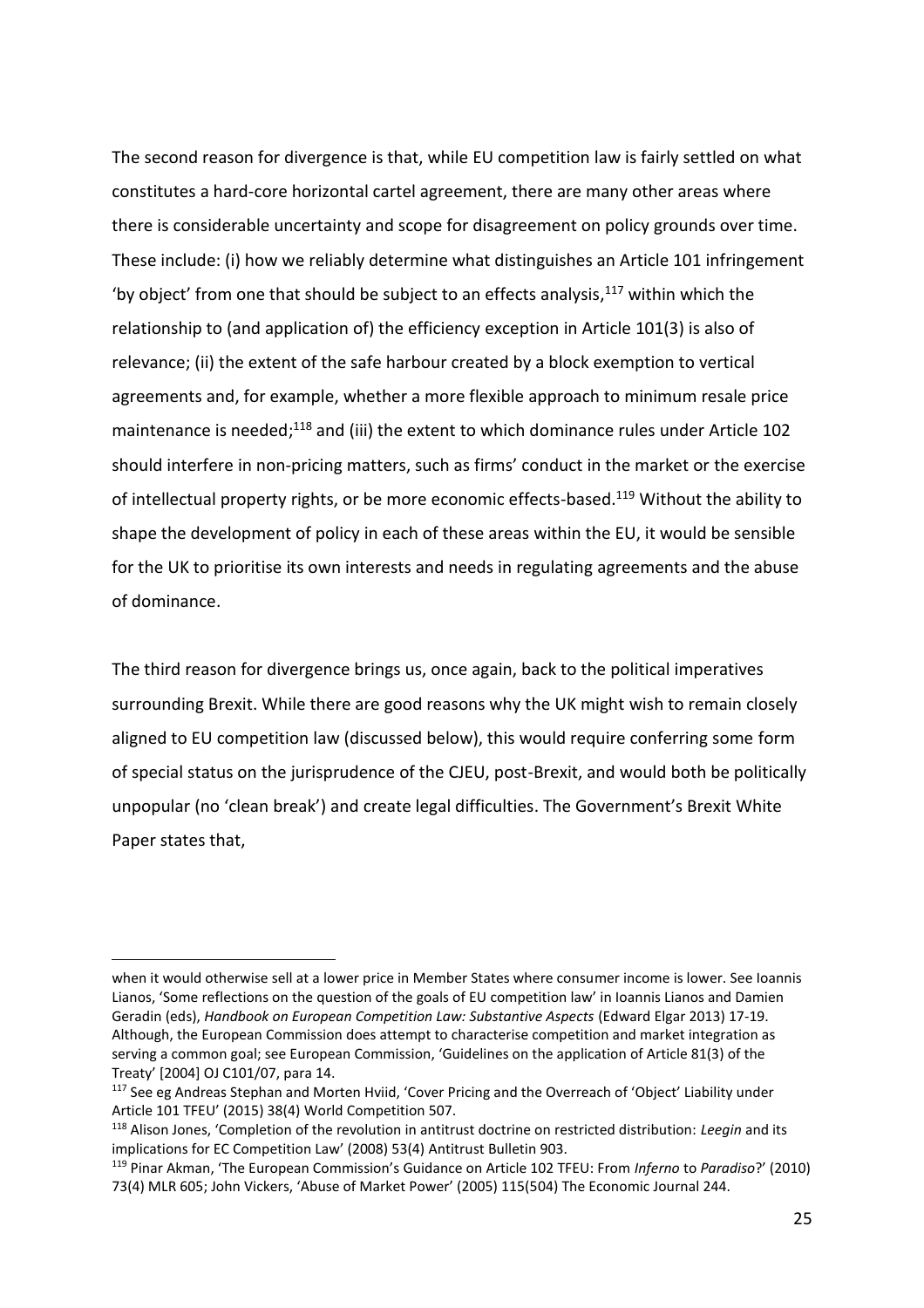The second reason for divergence is that, while EU competition law is fairly settled on what constitutes a hard-core horizontal cartel agreement, there are many other areas where there is considerable uncertainty and scope for disagreement on policy grounds over time. These include: (i) how we reliably determine what distinguishes an Article 101 infringement 'by object' from one that should be subject to an effects analysis,[117] within which the relationship to (and application of) the efficiency exception in Article 101(3) is also of relevance; (ii) the extent of the safe harbour created by a block exemption to vertical agreements and, for example, whether a more flexible approach to minimum resale price maintenance is needed;[118] and (iii) the extent to which dominance rules under Article 102 should interfere in non-pricing matters, such as firms' conduct in the market or the exercise of intellectual property rights, or be more economic effects-based.[119] Without the ability to shape the development of policy in each of these areas within the EU, it would be sensible for the UK to prioritise its own interests and needs in regulating agreements and the abuse of dominance.

The third reason for divergence brings us, once again, back to the political imperatives surrounding Brexit. While there are good reasons why the UK might wish to remain closely aligned to EU competition law (discussed below), this would require conferring some form of special status on the jurisprudence of the CJEU, post-Brexit, and would both be politically unpopular (no 'clean break') and create legal difficulties. The Government's Brexit White Paper states that,

---

when it would otherwise sell at a lower price in Member States where consumer income is lower. See Ioannis Lianos, 'Some reflections on the question of the goals of EU competition law' in Ioannis Lianos and Damien Geradin (eds), *Handbook on European Competition Law: Substantive Aspects* (Edward Elgar 2013) 17-19. Although, the European Commission does attempt to characterise competition and market integration as serving a common goal; see European Commission, 'Guidelines on the application of Article 81(3) of the Treaty' [2004] OJ C101/07, para 14.

[117] See eg Andreas Stephan and Morten Hviid, 'Cover Pricing and the Overreach of 'Object' Liability under Article 101 TFEU' (2015) 38(4) World Competition 507.

[118] Alison Jones, 'Completion of the revolution in antitrust doctrine on restricted distribution: *Leegin* and its implications for EC Competition Law' (2008) 53(4) Antitrust Bulletin 903.

[119] Pinar Akman, 'The European Commission's Guidance on Article 102 TFEU: From *Inferno* to *Paradiso*?' (2010) 73(4) MLR 605; John Vickers, 'Abuse of Market Power' (2005) 115(504) The Economic Journal 244.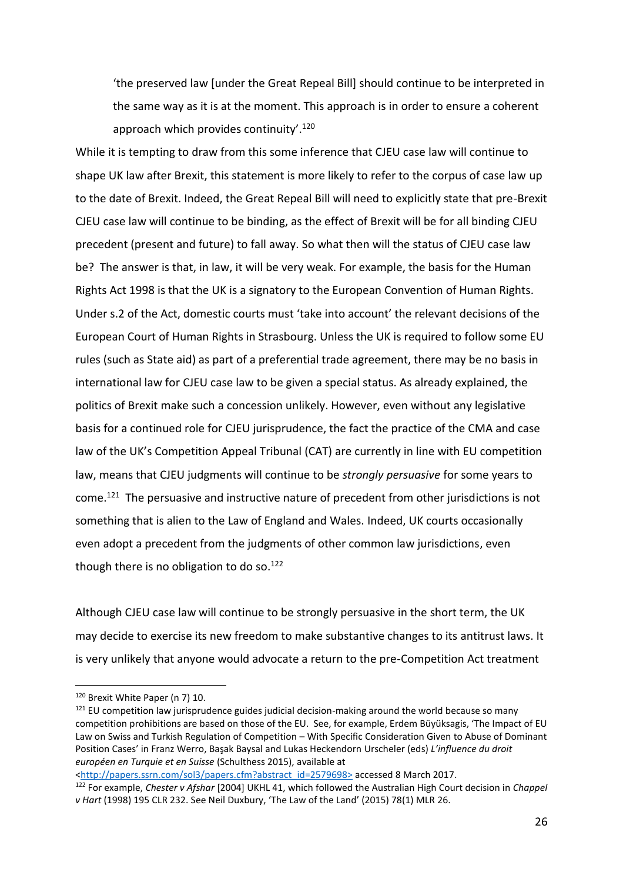> 'the preserved law [under the Great Repeal Bill] should continue to be interpreted in the same way as it is at the moment. This approach is in order to ensure a coherent approach which provides continuity'.[120]

While it is tempting to draw from this some inference that CJEU case law will continue to shape UK law after Brexit, this statement is more likely to refer to the corpus of case law up to the date of Brexit. Indeed, the Great Repeal Bill will need to explicitly state that pre-Brexit CJEU case law will continue to be binding, as the effect of Brexit will be for all binding CJEU precedent (present and future) to fall away. So what then will the status of CJEU case law be? The answer is that, in law, it will be very weak. For example, the basis for the Human Rights Act 1998 is that the UK is a signatory to the European Convention of Human Rights. Under s.2 of the Act, domestic courts must 'take into account' the relevant decisions of the European Court of Human Rights in Strasbourg. Unless the UK is required to follow some EU rules (such as State aid) as part of a preferential trade agreement, there may be no basis in international law for CJEU case law to be given a special status. As already explained, the politics of Brexit make such a concession unlikely. However, even without any legislative basis for a continued role for CJEU jurisprudence, the fact the practice of the CMA and case law of the UK's Competition Appeal Tribunal (CAT) are currently in line with EU competition law, means that CJEU judgments will continue to be *strongly persuasive* for some years to come.[121] The persuasive and instructive nature of precedent from other jurisdictions is not something that is alien to the Law of England and Wales. Indeed, UK courts occasionally even adopt a precedent from the judgments of other common law jurisdictions, even though there is no obligation to do so.[122]

Although CJEU case law will continue to be strongly persuasive in the short term, the UK may decide to exercise its new freedom to make substantive changes to its antitrust laws. It is very unlikely that anyone would advocate a return to the pre-Competition Act treatment

---

[120] Brexit White Paper (n 7) 10.

[121] EU competition law jurisprudence guides judicial decision-making around the world because so many competition prohibitions are based on those of the EU. See, for example, Erdem Büyüksagis, 'The Impact of EU Law on Swiss and Turkish Regulation of Competition – With Specific Consideration Given to Abuse of Dominant Position Cases' in Franz Werro, Başak Baysal and Lukas Heckendorn Urscheler (eds) *L'influence du droit européen en Turquie et en Suisse* (Schulthess 2015), available at <http://papers.ssrn.com/sol3/papers.cfm?abstract_id=2579698> accessed 8 March 2017.

[122] For example, *Chester v Afshar* [2004] UKHL 41, which followed the Australian High Court decision in *Chappel v Hart* (1998) 195 CLR 232. See Neil Duxbury, 'The Law of the Land' (2015) 78(1) MLR 26.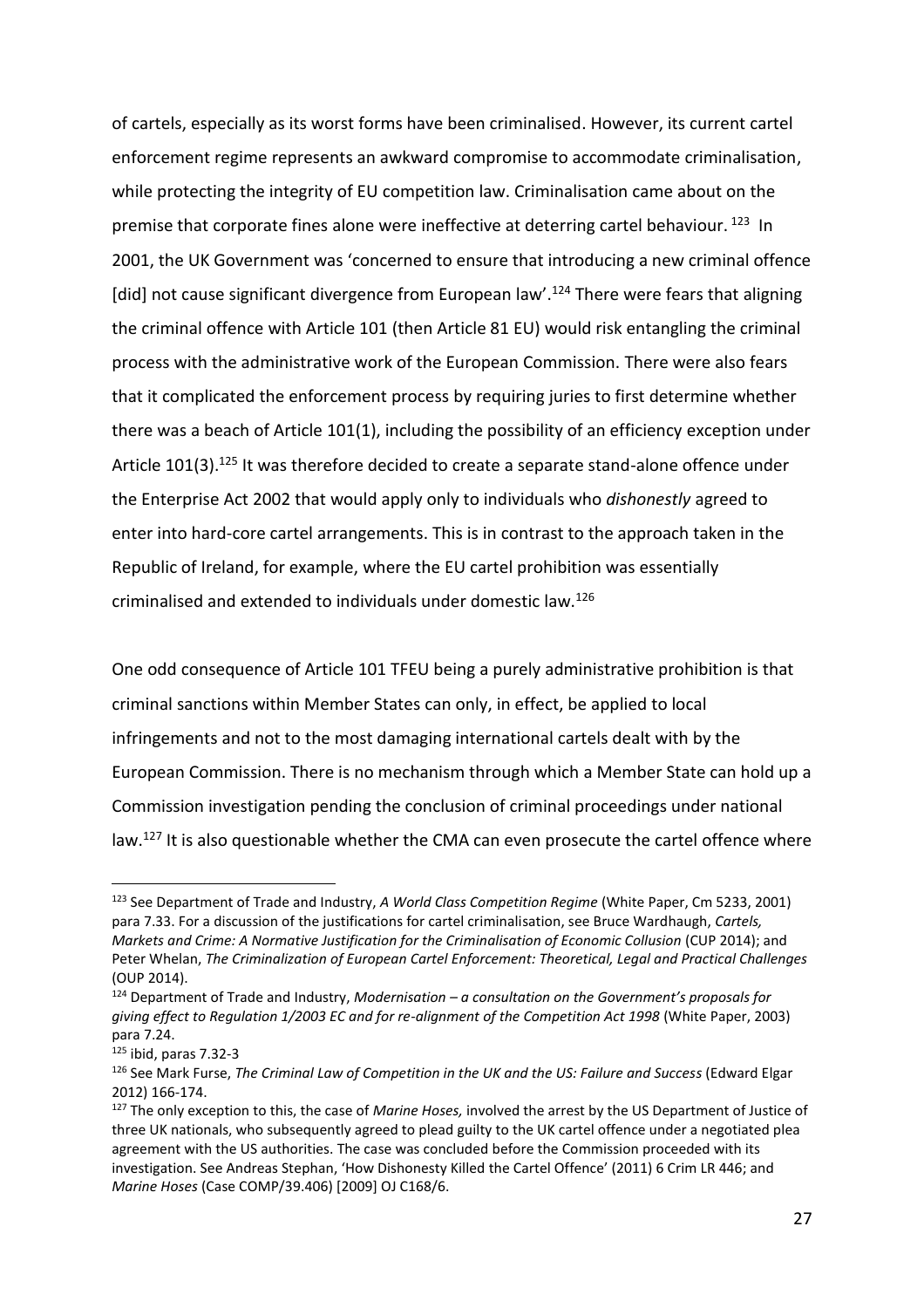of cartels, especially as its worst forms have been criminalised. However, its current cartel enforcement regime represents an awkward compromise to accommodate criminalisation, while protecting the integrity of EU competition law. Criminalisation came about on the premise that corporate fines alone were ineffective at deterring cartel behaviour.[123] In 2001, the UK Government was 'concerned to ensure that introducing a new criminal offence [did] not cause significant divergence from European law'.[124] There were fears that aligning the criminal offence with Article 101 (then Article 81 EU) would risk entangling the criminal process with the administrative work of the European Commission. There were also fears that it complicated the enforcement process by requiring juries to first determine whether there was a beach of Article 101(1), including the possibility of an efficiency exception under Article 101(3).[125] It was therefore decided to create a separate stand-alone offence under the Enterprise Act 2002 that would apply only to individuals who *dishonestly* agreed to enter into hard-core cartel arrangements. This is in contrast to the approach taken in the Republic of Ireland, for example, where the EU cartel prohibition was essentially criminalised and extended to individuals under domestic law.[126]

One odd consequence of Article 101 TFEU being a purely administrative prohibition is that criminal sanctions within Member States can only, in effect, be applied to local infringements and not to the most damaging international cartels dealt with by the European Commission. There is no mechanism through which a Member State can hold up a Commission investigation pending the conclusion of criminal proceedings under national law.[127] It is also questionable whether the CMA can even prosecute the cartel offence where

---

[123] See Department of Trade and Industry, *A World Class Competition Regime* (White Paper, Cm 5233, 2001) para 7.33. For a discussion of the justifications for cartel criminalisation, see Bruce Wardhaugh, *Cartels, Markets and Crime: A Normative Justification for the Criminalisation of Economic Collusion* (CUP 2014); and Peter Whelan, *The Criminalization of European Cartel Enforcement: Theoretical, Legal and Practical Challenges* (OUP 2014).

[124] Department of Trade and Industry, *Modernisation – a consultation on the Government's proposals for giving effect to Regulation 1/2003 EC and for re-alignment of the Competition Act 1998* (White Paper, 2003) para 7.24.

[125] ibid, paras 7.32-3

[126] See Mark Furse, *The Criminal Law of Competition in the UK and the US: Failure and Success* (Edward Elgar 2012) 166-174.

[127] The only exception to this, the case of *Marine Hoses,* involved the arrest by the US Department of Justice of three UK nationals, who subsequently agreed to plead guilty to the UK cartel offence under a negotiated plea agreement with the US authorities. The case was concluded before the Commission proceeded with its investigation. See Andreas Stephan, 'How Dishonesty Killed the Cartel Offence' (2011) 6 Crim LR 446; and *Marine Hoses* (Case COMP/39.406) [2009] OJ C168/6.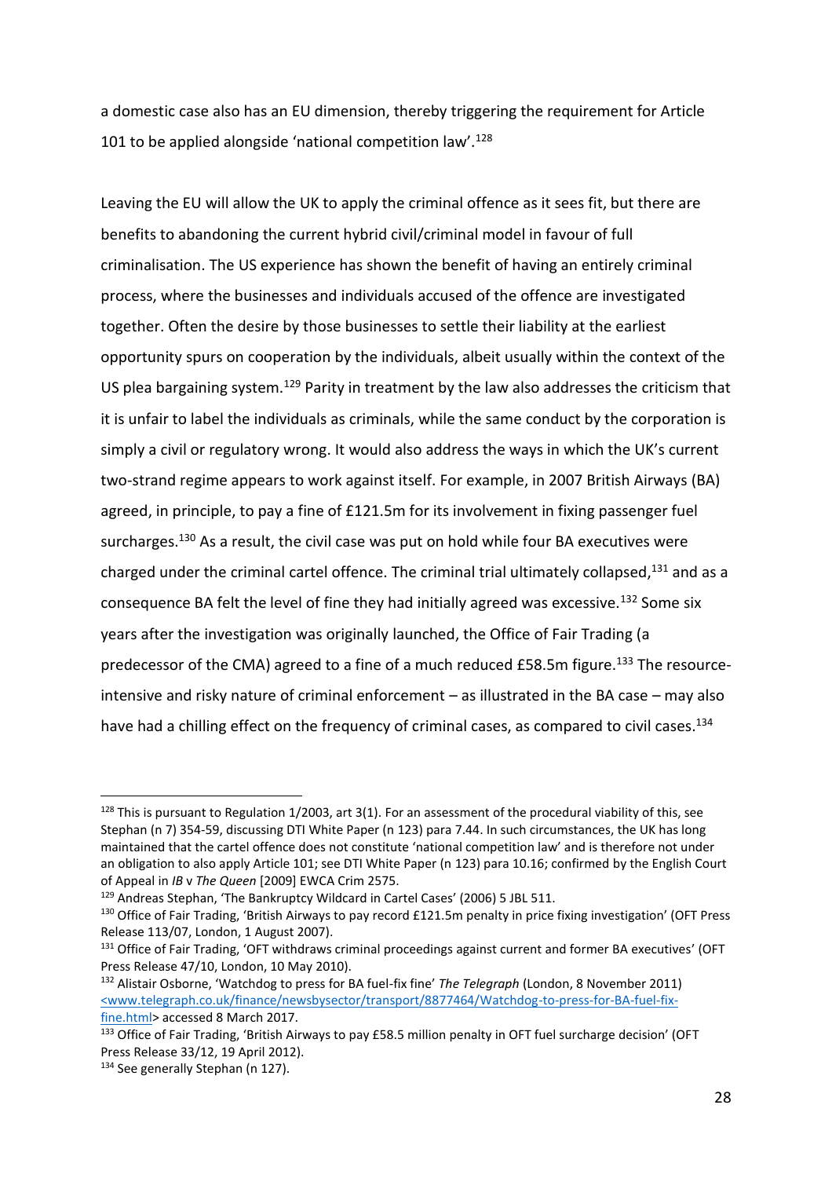a domestic case also has an EU dimension, thereby triggering the requirement for Article 101 to be applied alongside 'national competition law'.[128]

Leaving the EU will allow the UK to apply the criminal offence as it sees fit, but there are benefits to abandoning the current hybrid civil/criminal model in favour of full criminalisation. The US experience has shown the benefit of having an entirely criminal process, where the businesses and individuals accused of the offence are investigated together. Often the desire by those businesses to settle their liability at the earliest opportunity spurs on cooperation by the individuals, albeit usually within the context of the US plea bargaining system.[129] Parity in treatment by the law also addresses the criticism that it is unfair to label the individuals as criminals, while the same conduct by the corporation is simply a civil or regulatory wrong. It would also address the ways in which the UK's current two-strand regime appears to work against itself. For example, in 2007 British Airways (BA) agreed, in principle, to pay a fine of £121.5m for its involvement in fixing passenger fuel surcharges.[130] As a result, the civil case was put on hold while four BA executives were charged under the criminal cartel offence. The criminal trial ultimately collapsed,[131] and as a consequence BA felt the level of fine they had initially agreed was excessive.[132] Some six years after the investigation was originally launched, the Office of Fair Trading (a predecessor of the CMA) agreed to a fine of a much reduced £58.5m figure.[133] The resource-intensive and risky nature of criminal enforcement – as illustrated in the BA case – may also have had a chilling effect on the frequency of criminal cases, as compared to civil cases.[134]

---

[128] This is pursuant to Regulation 1/2003, art 3(1). For an assessment of the procedural viability of this, see Stephan (n 7) 354-59, discussing DTI White Paper (n 123) para 7.44. In such circumstances, the UK has long maintained that the cartel offence does not constitute 'national competition law' and is therefore not under an obligation to also apply Article 101; see DTI White Paper (n 123) para 10.16; confirmed by the English Court of Appeal in *IB* v *The Queen* [2009] EWCA Crim 2575.

[129] Andreas Stephan, 'The Bankruptcy Wildcard in Cartel Cases' (2006) 5 JBL 511.

[130] Office of Fair Trading, 'British Airways to pay record £121.5m penalty in price fixing investigation' (OFT Press Release 113/07, London, 1 August 2007).

[131] Office of Fair Trading, 'OFT withdraws criminal proceedings against current and former BA executives' (OFT Press Release 47/10, London, 10 May 2010).

[132] Alistair Osborne, 'Watchdog to press for BA fuel-fix fine' *The Telegraph* (London, 8 November 2011) <www.telegraph.co.uk/finance/newsbysector/transport/8877464/Watchdog-to-press-for-BA-fuel-fix-fine.html> accessed 8 March 2017.

[133] Office of Fair Trading, 'British Airways to pay £58.5 million penalty in OFT fuel surcharge decision' (OFT Press Release 33/12, 19 April 2012).

[134] See generally Stephan (n 127).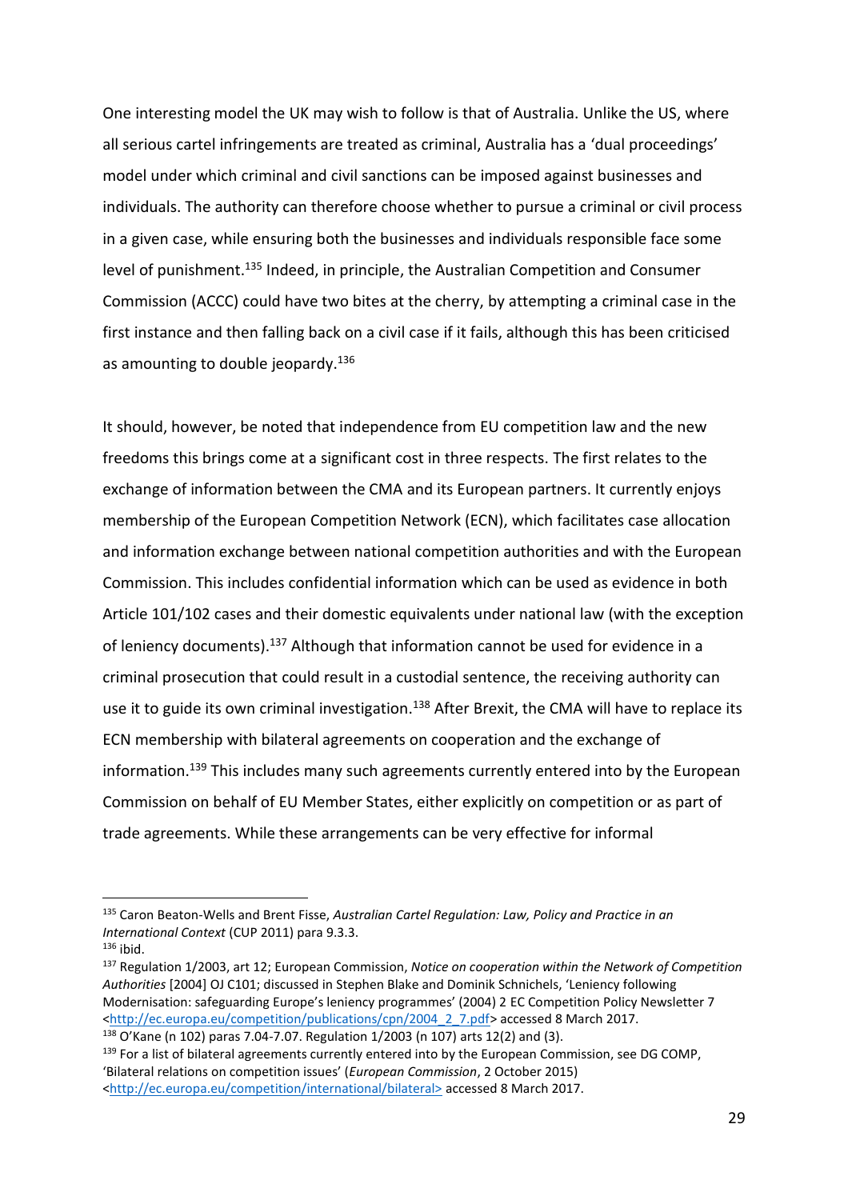One interesting model the UK may wish to follow is that of Australia. Unlike the US, where all serious cartel infringements are treated as criminal, Australia has a 'dual proceedings' model under which criminal and civil sanctions can be imposed against businesses and individuals. The authority can therefore choose whether to pursue a criminal or civil process in a given case, while ensuring both the businesses and individuals responsible face some level of punishment.[135] Indeed, in principle, the Australian Competition and Consumer Commission (ACCC) could have two bites at the cherry, by attempting a criminal case in the first instance and then falling back on a civil case if it fails, although this has been criticised as amounting to double jeopardy.[136]

It should, however, be noted that independence from EU competition law and the new freedoms this brings come at a significant cost in three respects. The first relates to the exchange of information between the CMA and its European partners. It currently enjoys membership of the European Competition Network (ECN), which facilitates case allocation and information exchange between national competition authorities and with the European Commission. This includes confidential information which can be used as evidence in both Article 101/102 cases and their domestic equivalents under national law (with the exception of leniency documents).[137] Although that information cannot be used for evidence in a criminal prosecution that could result in a custodial sentence, the receiving authority can use it to guide its own criminal investigation.[138] After Brexit, the CMA will have to replace its ECN membership with bilateral agreements on cooperation and the exchange of information.[139] This includes many such agreements currently entered into by the European Commission on behalf of EU Member States, either explicitly on competition or as part of trade agreements. While these arrangements can be very effective for informal

---

[135] Caron Beaton-Wells and Brent Fisse, *Australian Cartel Regulation: Law, Policy and Practice in an International Context* (CUP 2011) para 9.3.3.

[136] ibid.

[137] Regulation 1/2003, art 12; European Commission, *Notice on cooperation within the Network of Competition Authorities* [2004] OJ C101; discussed in Stephen Blake and Dominik Schnichels, 'Leniency following Modernisation: safeguarding Europe's leniency programmes' (2004) 2 EC Competition Policy Newsletter 7 <http://ec.europa.eu/competition/publications/cpn/2004_2_7.pdf> accessed 8 March 2017.

[138] O'Kane (n 102) paras 7.04-7.07. Regulation 1/2003 (n 107) arts 12(2) and (3).

[139] For a list of bilateral agreements currently entered into by the European Commission, see DG COMP, 'Bilateral relations on competition issues' (*European Commission*, 2 October 2015) <http://ec.europa.eu/competition/international/bilateral> accessed 8 March 2017.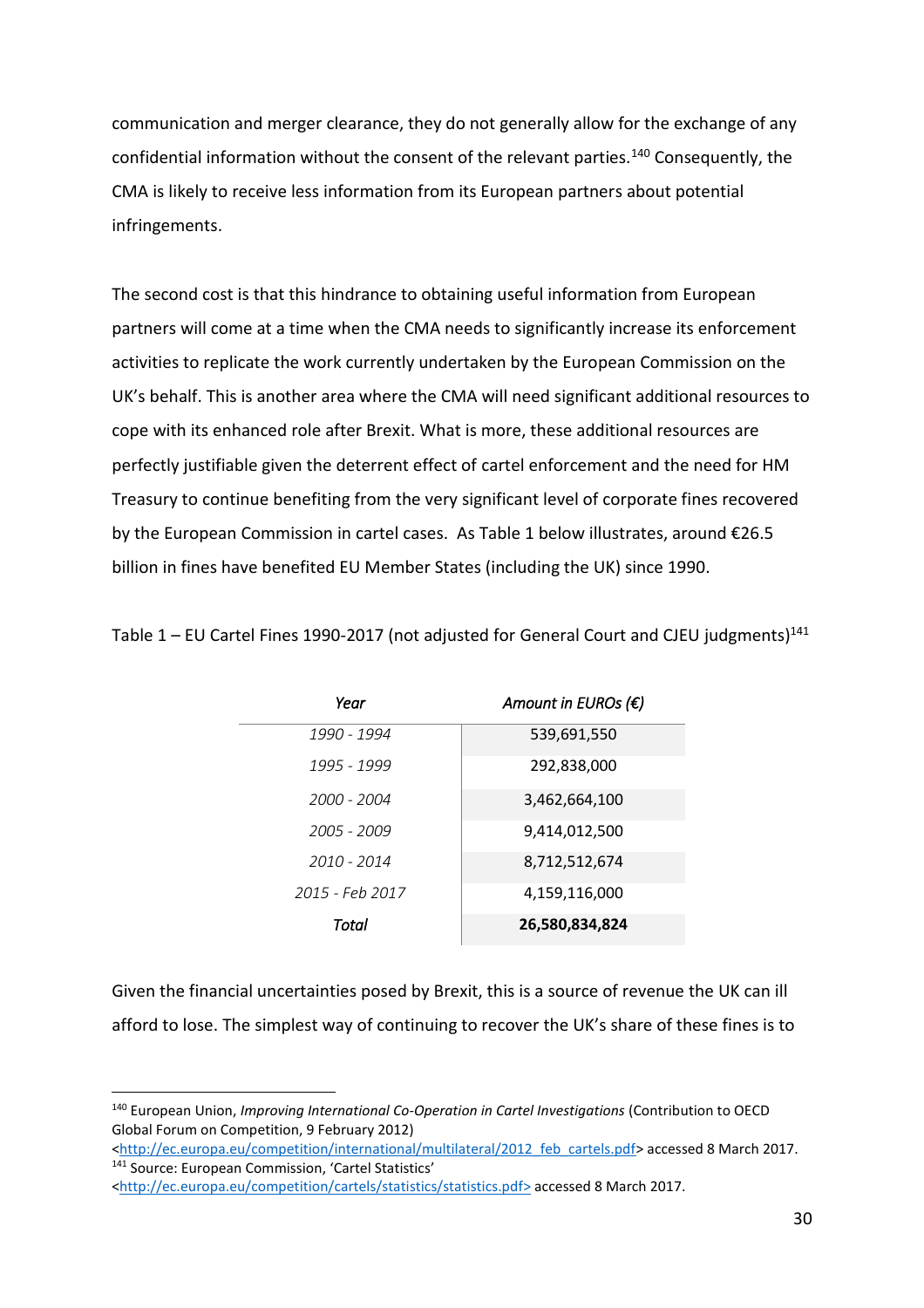communication and merger clearance, they do not generally allow for the exchange of any confidential information without the consent of the relevant parties.[140] Consequently, the CMA is likely to receive less information from its European partners about potential infringements.

The second cost is that this hindrance to obtaining useful information from European partners will come at a time when the CMA needs to significantly increase its enforcement activities to replicate the work currently undertaken by the European Commission on the UK's behalf. This is another area where the CMA will need significant additional resources to cope with its enhanced role after Brexit. What is more, these additional resources are perfectly justifiable given the deterrent effect of cartel enforcement and the need for HM Treasury to continue benefiting from the very significant level of corporate fines recovered by the European Commission in cartel cases. As Table 1 below illustrates, around €26.5 billion in fines have benefited EU Member States (including the UK) since 1990.

Table 1 – EU Cartel Fines 1990-2017 (not adjusted for General Court and CJEU judgments)[141]

| *Year* | *Amount in EUROs (€)* |
|---|---|
| *1990 - 1994* | 539,691,550 |
| *1995 - 1999* | 292,838,000 |
| *2000 - 2004* | 3,462,664,100 |
| *2005 - 2009* | 9,414,012,500 |
| *2010 - 2014* | 8,712,512,674 |
| *2015 - Feb 2017* | 4,159,116,000 |
| ***Total*** | **26,580,834,824** |

Given the financial uncertainties posed by Brexit, this is a source of revenue the UK can ill afford to lose. The simplest way of continuing to recover the UK's share of these fines is to

[140] European Union, *Improving International Co-Operation in Cartel Investigations* (Contribution to OECD Global Forum on Competition, 9 February 2012) <http://ec.europa.eu/competition/international/multilateral/2012_feb_cartels.pdf> accessed 8 March 2017.

[141] Source: European Commission, 'Cartel Statistics' <http://ec.europa.eu/competition/cartels/statistics/statistics.pdf> accessed 8 March 2017.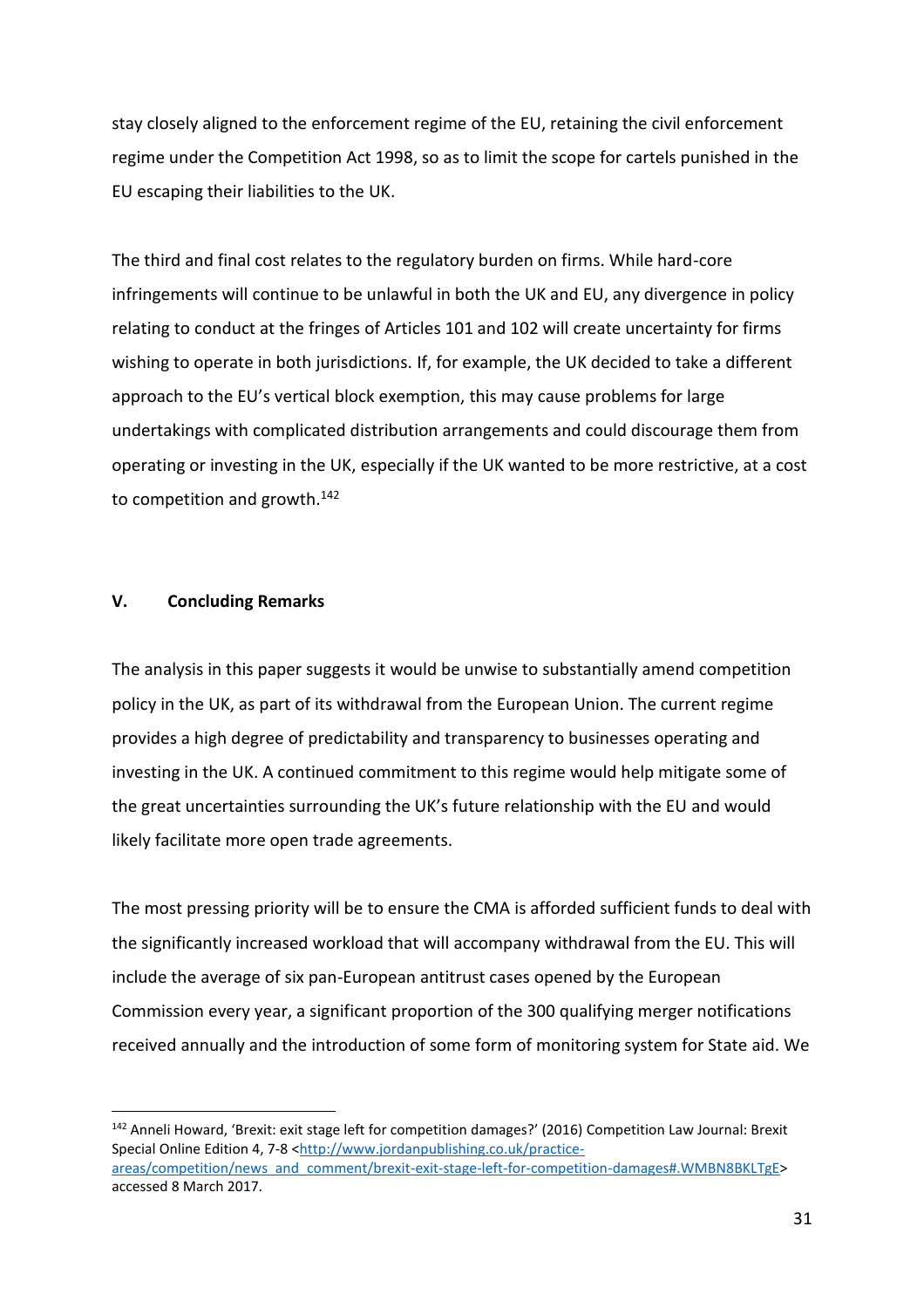stay closely aligned to the enforcement regime of the EU, retaining the civil enforcement regime under the Competition Act 1998, so as to limit the scope for cartels punished in the EU escaping their liabilities to the UK.

The third and final cost relates to the regulatory burden on firms. While hard-core infringements will continue to be unlawful in both the UK and EU, any divergence in policy relating to conduct at the fringes of Articles 101 and 102 will create uncertainty for firms wishing to operate in both jurisdictions. If, for example, the UK decided to take a different approach to the EU's vertical block exemption, this may cause problems for large undertakings with complicated distribution arrangements and could discourage them from operating or investing in the UK, especially if the UK wanted to be more restrictive, at a cost to competition and growth.[142]

## V. Concluding Remarks

The analysis in this paper suggests it would be unwise to substantially amend competition policy in the UK, as part of its withdrawal from the European Union. The current regime provides a high degree of predictability and transparency to businesses operating and investing in the UK. A continued commitment to this regime would help mitigate some of the great uncertainties surrounding the UK's future relationship with the EU and would likely facilitate more open trade agreements.

The most pressing priority will be to ensure the CMA is afforded sufficient funds to deal with the significantly increased workload that will accompany withdrawal from the EU. This will include the average of six pan-European antitrust cases opened by the European Commission every year, a significant proportion of the 300 qualifying merger notifications received annually and the introduction of some form of monitoring system for State aid. We

---

[142] Anneli Howard, 'Brexit: exit stage left for competition damages?' (2016) Competition Law Journal: Brexit Special Online Edition 4, 7-8 <http://www.jordanpublishing.co.uk/practice-areas/competition/news_and_comment/brexit-exit-stage-left-for-competition-damages#.WMBN8BKLTgE> accessed 8 March 2017.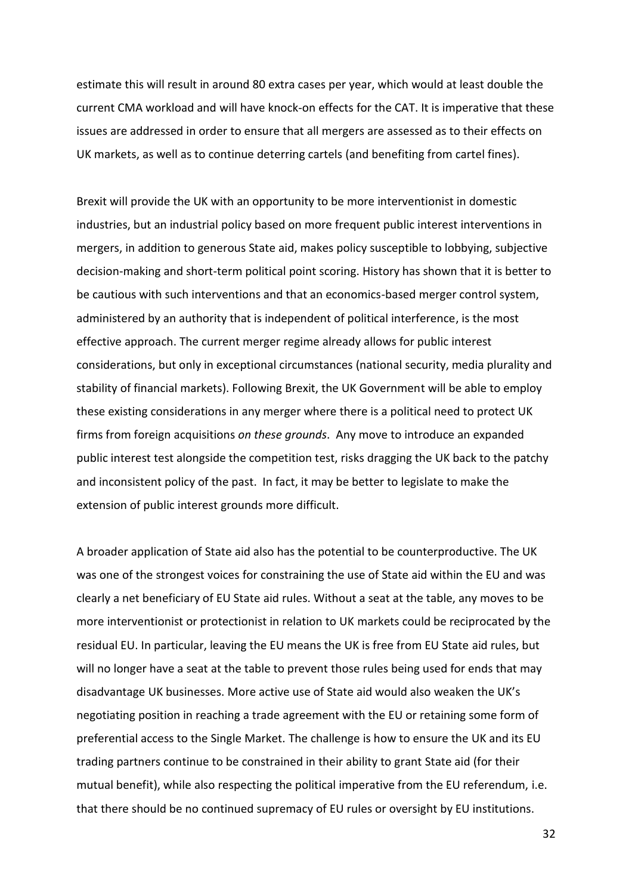estimate this will result in around 80 extra cases per year, which would at least double the current CMA workload and will have knock-on effects for the CAT. It is imperative that these issues are addressed in order to ensure that all mergers are assessed as to their effects on UK markets, as well as to continue deterring cartels (and benefiting from cartel fines).

Brexit will provide the UK with an opportunity to be more interventionist in domestic industries, but an industrial policy based on more frequent public interest interventions in mergers, in addition to generous State aid, makes policy susceptible to lobbying, subjective decision-making and short-term political point scoring. History has shown that it is better to be cautious with such interventions and that an economics-based merger control system, administered by an authority that is independent of political interference, is the most effective approach. The current merger regime already allows for public interest considerations, but only in exceptional circumstances (national security, media plurality and stability of financial markets). Following Brexit, the UK Government will be able to employ these existing considerations in any merger where there is a political need to protect UK firms from foreign acquisitions *on these grounds*. Any move to introduce an expanded public interest test alongside the competition test, risks dragging the UK back to the patchy and inconsistent policy of the past. In fact, it may be better to legislate to make the extension of public interest grounds more difficult.

A broader application of State aid also has the potential to be counterproductive. The UK was one of the strongest voices for constraining the use of State aid within the EU and was clearly a net beneficiary of EU State aid rules. Without a seat at the table, any moves to be more interventionist or protectionist in relation to UK markets could be reciprocated by the residual EU. In particular, leaving the EU means the UK is free from EU State aid rules, but will no longer have a seat at the table to prevent those rules being used for ends that may disadvantage UK businesses. More active use of State aid would also weaken the UK's negotiating position in reaching a trade agreement with the EU or retaining some form of preferential access to the Single Market. The challenge is how to ensure the UK and its EU trading partners continue to be constrained in their ability to grant State aid (for their mutual benefit), while also respecting the political imperative from the EU referendum, i.e. that there should be no continued supremacy of EU rules or oversight by EU institutions.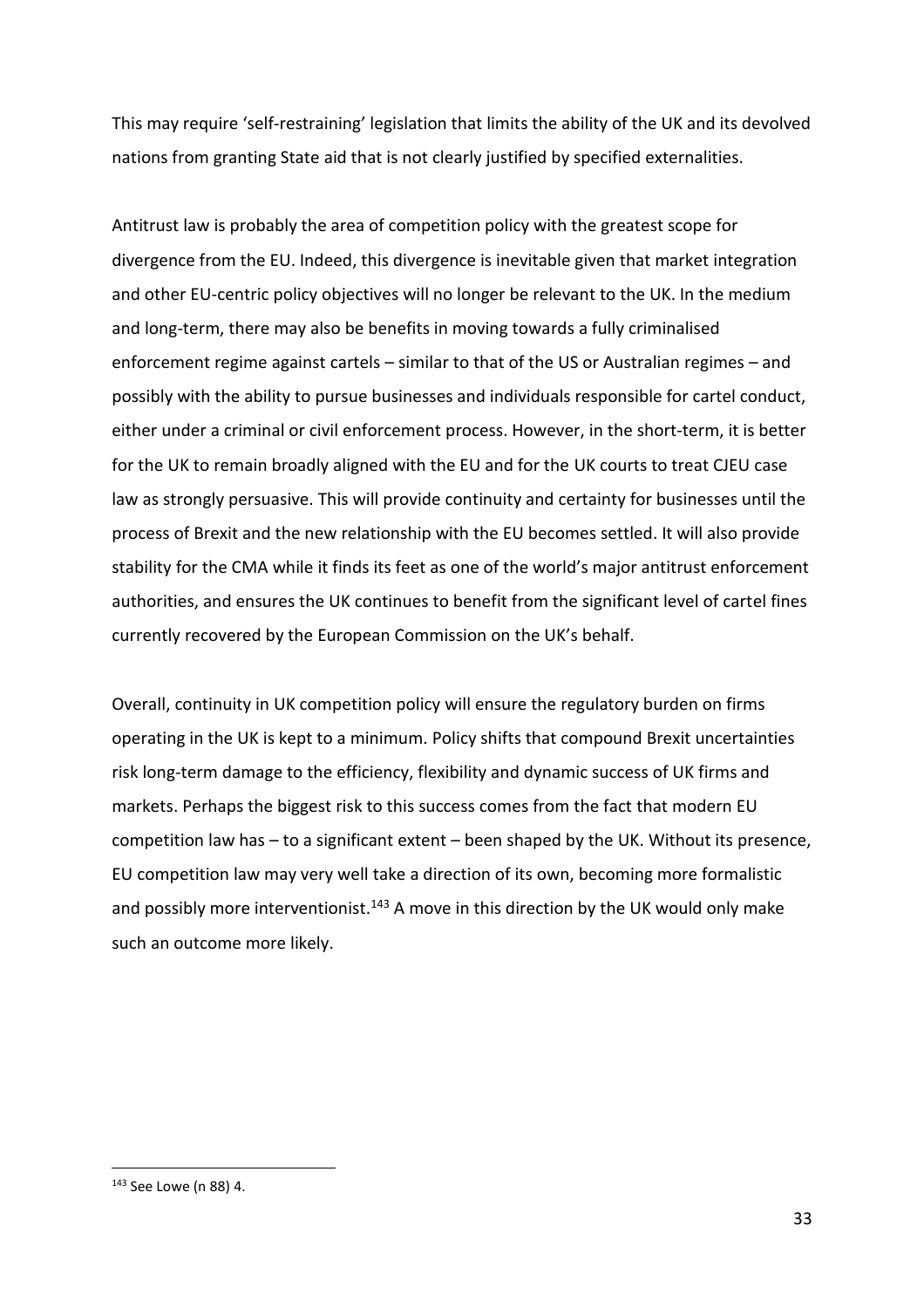This may require 'self-restraining' legislation that limits the ability of the UK and its devolved nations from granting State aid that is not clearly justified by specified externalities.

Antitrust law is probably the area of competition policy with the greatest scope for divergence from the EU. Indeed, this divergence is inevitable given that market integration and other EU-centric policy objectives will no longer be relevant to the UK. In the medium and long-term, there may also be benefits in moving towards a fully criminalised enforcement regime against cartels – similar to that of the US or Australian regimes – and possibly with the ability to pursue businesses and individuals responsible for cartel conduct, either under a criminal or civil enforcement process. However, in the short-term, it is better for the UK to remain broadly aligned with the EU and for the UK courts to treat CJEU case law as strongly persuasive. This will provide continuity and certainty for businesses until the process of Brexit and the new relationship with the EU becomes settled. It will also provide stability for the CMA while it finds its feet as one of the world's major antitrust enforcement authorities, and ensures the UK continues to benefit from the significant level of cartel fines currently recovered by the European Commission on the UK's behalf.

Overall, continuity in UK competition policy will ensure the regulatory burden on firms operating in the UK is kept to a minimum. Policy shifts that compound Brexit uncertainties risk long-term damage to the efficiency, flexibility and dynamic success of UK firms and markets. Perhaps the biggest risk to this success comes from the fact that modern EU competition law has – to a significant extent – been shaped by the UK. Without its presence, EU competition law may very well take a direction of its own, becoming more formalistic and possibly more interventionist.[143] A move in this direction by the UK would only make such an outcome more likely.

[143] See Lowe (n 88) 4.